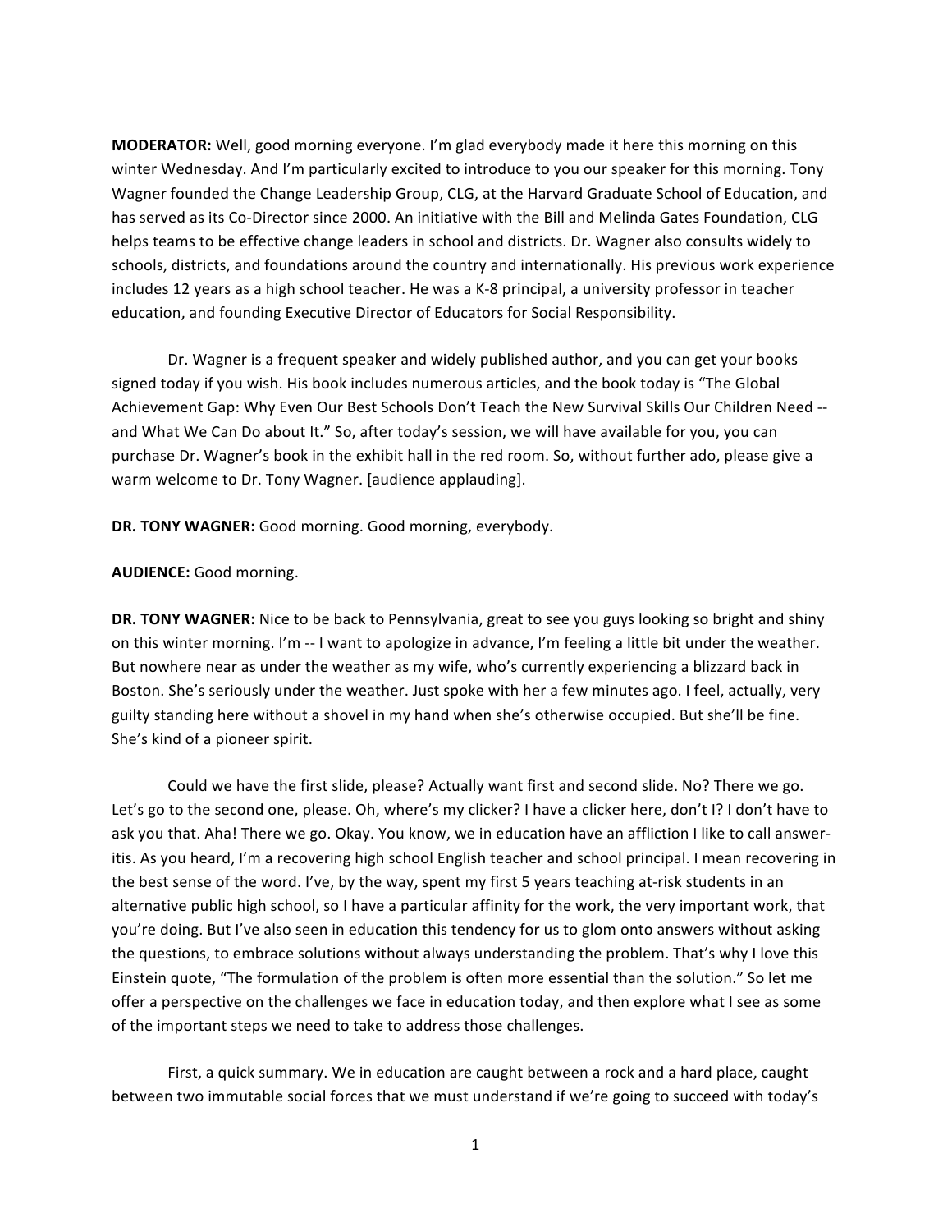**MODERATOR:** Well, good morning everyone. I'm glad everybody made it here this morning on this winter Wednesday. And I'm particularly excited to introduce to you our speaker for this morning. Tony Wagner founded the Change Leadership Group, CLG, at the Harvard Graduate School of Education, and has served as its Co-Director since 2000. An initiative with the Bill and Melinda Gates Foundation, CLG helps teams to be effective change leaders in school and districts. Dr. Wagner also consults widely to schools, districts, and foundations around the country and internationally. His previous work experience includes 12 years as a high school teacher. He was a K-8 principal, a university professor in teacher education, and founding Executive Director of Educators for Social Responsibility.

Dr. Wagner is a frequent speaker and widely published author, and you can get your books signed today if you wish. His book includes numerous articles, and the book today is "The Global Achievement Gap: Why Even Our Best Schools Don't Teach the New Survival Skills Our Children Need -- and What We Can Do about It." So, after today's session, we will have available for you, you can purchase Dr. Wagner's book in the exhibit hall in the red room. So, without further ado, please give a warm welcome to Dr. Tony Wagner. [audience applauding].

**DR. TONY WAGNER:** Good morning. Good morning, everybody.

**AUDIENCE:** Good morning.

**DR. TONY WAGNER:** Nice to be back to Pennsylvania, great to see you guys looking so bright and shiny on this winter morning. I'm -- I want to apologize in advance, I'm feeling a little bit under the weather. But nowhere near as under the weather as my wife, who's currently experiencing a blizzard back in Boston. She's seriously under the weather. Just spoke with her a few minutes ago. I feel, actually, very guilty standing here without a shovel in my hand when she's otherwise occupied. But she'll be fine. She's kind of a pioneer spirit.

Could we have the first slide, please? Actually want first and second slide. No? There we go. Let's go to the second one, please. Oh, where's my clicker? I have a clicker here, don't I? I don't have to ask you that. Aha! There we go. Okay. You know, we in education have an affliction I like to call answer-itis. As you heard, I'm a recovering high school English teacher and school principal. I mean recovering in the best sense of the word. I've, by the way, spent my first 5 years teaching at-risk students in an alternative public high school, so I have a particular affinity for the work, the very important work, that you're doing. But I've also seen in education this tendency for us to glom onto answers without asking the questions, to embrace solutions without always understanding the problem. That's why I love this Einstein quote, "The formulation of the problem is often more essential than the solution." So let me offer a perspective on the challenges we face in education today, and then explore what I see as some of the important steps we need to take to address those challenges.

First, a quick summary. We in education are caught between a rock and a hard place, caught between two immutable social forces that we must understand if we're going to succeed with today's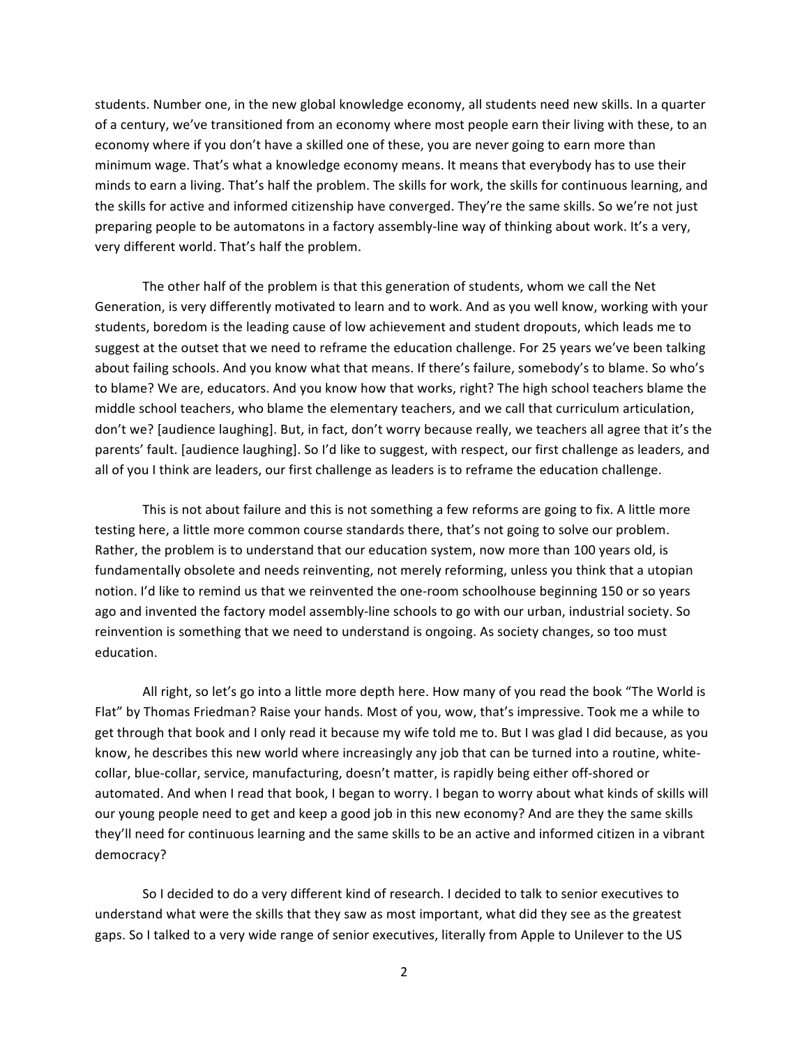students. Number one, in the new global knowledge economy, all students need new skills. In a quarter of a century, we've transitioned from an economy where most people earn their living with these, to an economy where if you don't have a skilled one of these, you are never going to earn more than minimum wage. That's what a knowledge economy means. It means that everybody has to use their minds to earn a living. That's half the problem. The skills for work, the skills for continuous learning, and the skills for active and informed citizenship have converged. They're the same skills. So we're not just preparing people to be automatons in a factory assembly-line way of thinking about work. It's a very, very different world. That's half the problem.

The other half of the problem is that this generation of students, whom we call the Net Generation, is very differently motivated to learn and to work. And as you well know, working with your students, boredom is the leading cause of low achievement and student dropouts, which leads me to suggest at the outset that we need to reframe the education challenge. For 25 years we've been talking about failing schools. And you know what that means. If there's failure, somebody's to blame. So who's to blame? We are, educators. And you know how that works, right? The high school teachers blame the middle school teachers, who blame the elementary teachers, and we call that curriculum articulation, don't we? [audience laughing]. But, in fact, don't worry because really, we teachers all agree that it's the parents' fault. [audience laughing]. So I'd like to suggest, with respect, our first challenge as leaders, and all of you I think are leaders, our first challenge as leaders is to reframe the education challenge.

This is not about failure and this is not something a few reforms are going to fix. A little more testing here, a little more common course standards there, that's not going to solve our problem. Rather, the problem is to understand that our education system, now more than 100 years old, is fundamentally obsolete and needs reinventing, not merely reforming, unless you think that a utopian notion. I'd like to remind us that we reinvented the one-room schoolhouse beginning 150 or so years ago and invented the factory model assembly-line schools to go with our urban, industrial society. So reinvention is something that we need to understand is ongoing. As society changes, so too must education.

All right, so let's go into a little more depth here. How many of you read the book "The World is Flat" by Thomas Friedman? Raise your hands. Most of you, wow, that's impressive. Took me a while to get through that book and I only read it because my wife told me to. But I was glad I did because, as you know, he describes this new world where increasingly any job that can be turned into a routine, white-collar, blue-collar, service, manufacturing, doesn't matter, is rapidly being either off-shored or automated. And when I read that book, I began to worry. I began to worry about what kinds of skills will our young people need to get and keep a good job in this new economy? And are they the same skills they'll need for continuous learning and the same skills to be an active and informed citizen in a vibrant democracy?

So I decided to do a very different kind of research. I decided to talk to senior executives to understand what were the skills that they saw as most important, what did they see as the greatest gaps. So I talked to a very wide range of senior executives, literally from Apple to Unilever to the US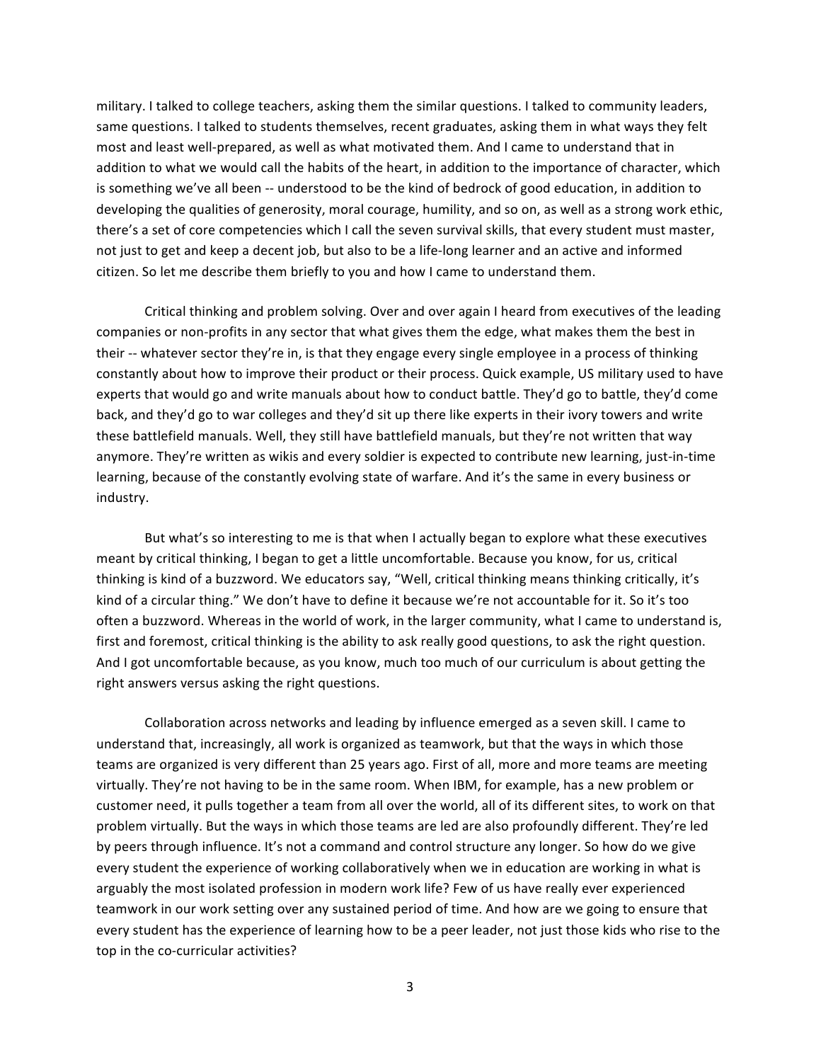military. I talked to college teachers, asking them the similar questions. I talked to community leaders, same questions. I talked to students themselves, recent graduates, asking them in what ways they felt most and least well-prepared, as well as what motivated them. And I came to understand that in addition to what we would call the habits of the heart, in addition to the importance of character, which is something we've all been -- understood to be the kind of bedrock of good education, in addition to developing the qualities of generosity, moral courage, humility, and so on, as well as a strong work ethic, there's a set of core competencies which I call the seven survival skills, that every student must master, not just to get and keep a decent job, but also to be a life-long learner and an active and informed citizen. So let me describe them briefly to you and how I came to understand them.

Critical thinking and problem solving. Over and over again I heard from executives of the leading companies or non-profits in any sector that what gives them the edge, what makes them the best in their -- whatever sector they're in, is that they engage every single employee in a process of thinking constantly about how to improve their product or their process. Quick example, US military used to have experts that would go and write manuals about how to conduct battle. They'd go to battle, they'd come back, and they'd go to war colleges and they'd sit up there like experts in their ivory towers and write these battlefield manuals. Well, they still have battlefield manuals, but they're not written that way anymore. They're written as wikis and every soldier is expected to contribute new learning, just-in-time learning, because of the constantly evolving state of warfare. And it's the same in every business or industry.

But what's so interesting to me is that when I actually began to explore what these executives meant by critical thinking, I began to get a little uncomfortable. Because you know, for us, critical thinking is kind of a buzzword. We educators say, "Well, critical thinking means thinking critically, it's kind of a circular thing." We don't have to define it because we're not accountable for it. So it's too often a buzzword. Whereas in the world of work, in the larger community, what I came to understand is, first and foremost, critical thinking is the ability to ask really good questions, to ask the right question. And I got uncomfortable because, as you know, much too much of our curriculum is about getting the right answers versus asking the right questions.

Collaboration across networks and leading by influence emerged as a seven skill. I came to understand that, increasingly, all work is organized as teamwork, but that the ways in which those teams are organized is very different than 25 years ago. First of all, more and more teams are meeting virtually. They're not having to be in the same room. When IBM, for example, has a new problem or customer need, it pulls together a team from all over the world, all of its different sites, to work on that problem virtually. But the ways in which those teams are led are also profoundly different. They're led by peers through influence. It's not a command and control structure any longer. So how do we give every student the experience of working collaboratively when we in education are working in what is arguably the most isolated profession in modern work life? Few of us have really ever experienced teamwork in our work setting over any sustained period of time. And how are we going to ensure that every student has the experience of learning how to be a peer leader, not just those kids who rise to the top in the co-curricular activities?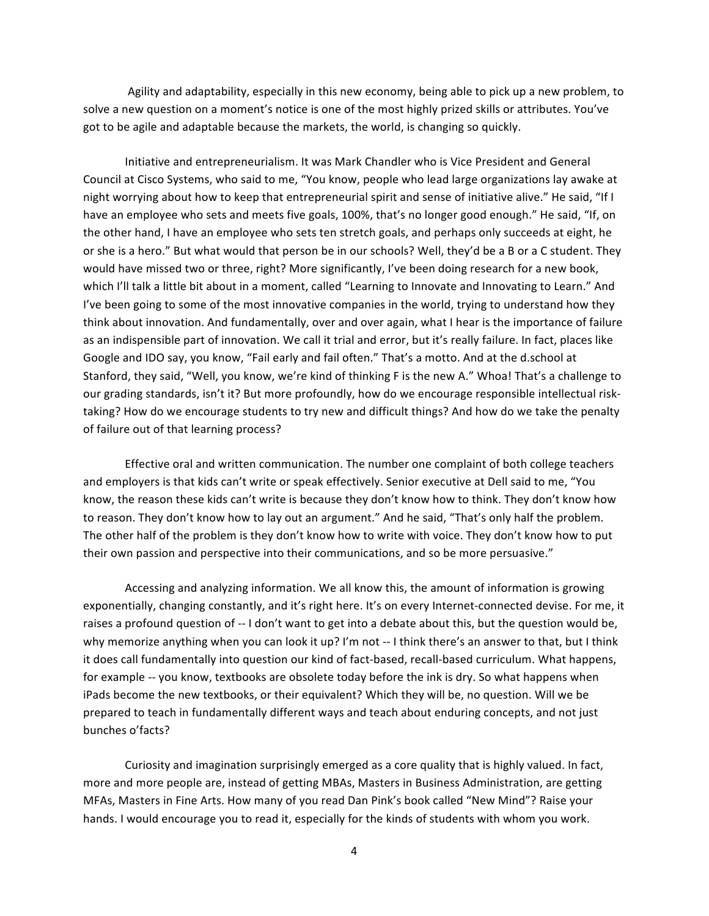Agility and adaptability, especially in this new economy, being able to pick up a new problem, to solve a new question on a moment's notice is one of the most highly prized skills or attributes. You've got to be agile and adaptable because the markets, the world, is changing so quickly.

Initiative and entrepreneurialism. It was Mark Chandler who is Vice President and General Council at Cisco Systems, who said to me, "You know, people who lead large organizations lay awake at night worrying about how to keep that entrepreneurial spirit and sense of initiative alive." He said, "If I have an employee who sets and meets five goals, 100%, that's no longer good enough." He said, "If, on the other hand, I have an employee who sets ten stretch goals, and perhaps only succeeds at eight, he or she is a hero." But what would that person be in our schools? Well, they'd be a B or a C student. They would have missed two or three, right? More significantly, I've been doing research for a new book, which I'll talk a little bit about in a moment, called "Learning to Innovate and Innovating to Learn." And I've been going to some of the most innovative companies in the world, trying to understand how they think about innovation. And fundamentally, over and over again, what I hear is the importance of failure as an indispensible part of innovation. We call it trial and error, but it's really failure. In fact, places like Google and IDO say, you know, "Fail early and fail often." That's a motto. And at the d.school at Stanford, they said, "Well, you know, we're kind of thinking F is the new A." Whoa! That's a challenge to our grading standards, isn't it? But more profoundly, how do we encourage responsible intellectual risk-taking? How do we encourage students to try new and difficult things? And how do we take the penalty of failure out of that learning process?

Effective oral and written communication. The number one complaint of both college teachers and employers is that kids can't write or speak effectively. Senior executive at Dell said to me, "You know, the reason these kids can't write is because they don't know how to think. They don't know how to reason. They don't know how to lay out an argument." And he said, "That's only half the problem. The other half of the problem is they don't know how to write with voice. They don't know how to put their own passion and perspective into their communications, and so be more persuasive."

Accessing and analyzing information. We all know this, the amount of information is growing exponentially, changing constantly, and it's right here. It's on every Internet-connected devise. For me, it raises a profound question of -- I don't want to get into a debate about this, but the question would be, why memorize anything when you can look it up? I'm not -- I think there's an answer to that, but I think it does call fundamentally into question our kind of fact-based, recall-based curriculum. What happens, for example -- you know, textbooks are obsolete today before the ink is dry. So what happens when iPads become the new textbooks, or their equivalent? Which they will be, no question. Will we be prepared to teach in fundamentally different ways and teach about enduring concepts, and not just bunches o'facts?

Curiosity and imagination surprisingly emerged as a core quality that is highly valued. In fact, more and more people are, instead of getting MBAs, Masters in Business Administration, are getting MFAs, Masters in Fine Arts. How many of you read Dan Pink's book called "New Mind"? Raise your hands. I would encourage you to read it, especially for the kinds of students with whom you work.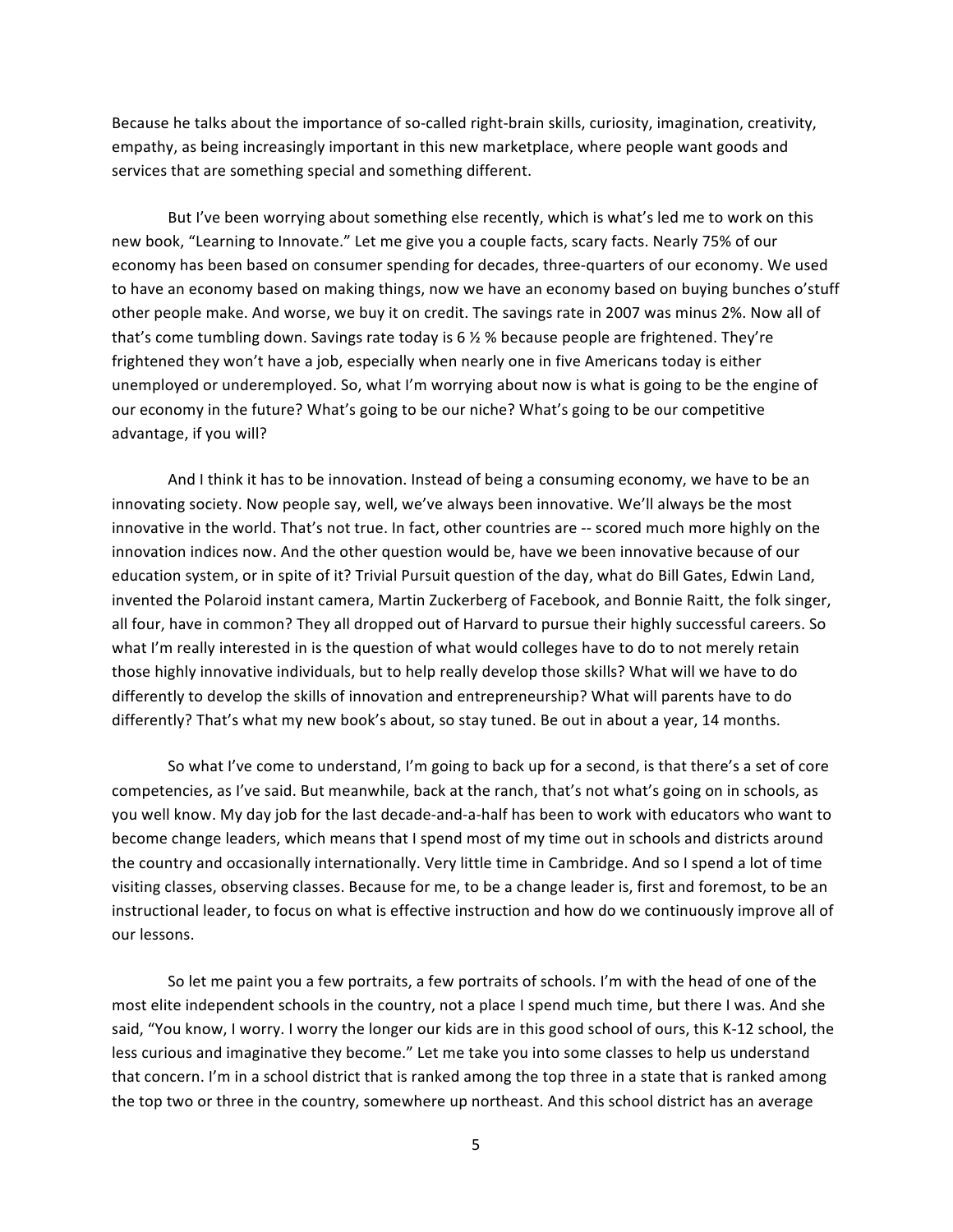Because he talks about the importance of so-called right-brain skills, curiosity, imagination, creativity, empathy, as being increasingly important in this new marketplace, where people want goods and services that are something special and something different.

But I've been worrying about something else recently, which is what's led me to work on this new book, "Learning to Innovate." Let me give you a couple facts, scary facts. Nearly 75% of our economy has been based on consumer spending for decades, three-quarters of our economy. We used to have an economy based on making things, now we have an economy based on buying bunches o'stuff other people make. And worse, we buy it on credit. The savings rate in 2007 was minus 2%. Now all of that's come tumbling down. Savings rate today is 6 ½ % because people are frightened. They're frightened they won't have a job, especially when nearly one in five Americans today is either unemployed or underemployed. So, what I'm worrying about now is what is going to be the engine of our economy in the future? What's going to be our niche? What's going to be our competitive advantage, if you will?

And I think it has to be innovation. Instead of being a consuming economy, we have to be an innovating society. Now people say, well, we've always been innovative. We'll always be the most innovative in the world. That's not true. In fact, other countries are -- scored much more highly on the innovation indices now. And the other question would be, have we been innovative because of our education system, or in spite of it? Trivial Pursuit question of the day, what do Bill Gates, Edwin Land, invented the Polaroid instant camera, Martin Zuckerberg of Facebook, and Bonnie Raitt, the folk singer, all four, have in common? They all dropped out of Harvard to pursue their highly successful careers. So what I'm really interested in is the question of what would colleges have to do to not merely retain those highly innovative individuals, but to help really develop those skills? What will we have to do differently to develop the skills of innovation and entrepreneurship? What will parents have to do differently? That's what my new book's about, so stay tuned. Be out in about a year, 14 months.

So what I've come to understand, I'm going to back up for a second, is that there's a set of core competencies, as I've said. But meanwhile, back at the ranch, that's not what's going on in schools, as you well know. My day job for the last decade-and-a-half has been to work with educators who want to become change leaders, which means that I spend most of my time out in schools and districts around the country and occasionally internationally. Very little time in Cambridge. And so I spend a lot of time visiting classes, observing classes. Because for me, to be a change leader is, first and foremost, to be an instructional leader, to focus on what is effective instruction and how do we continuously improve all of our lessons.

So let me paint you a few portraits, a few portraits of schools. I'm with the head of one of the most elite independent schools in the country, not a place I spend much time, but there I was. And she said, "You know, I worry. I worry the longer our kids are in this good school of ours, this K-12 school, the less curious and imaginative they become." Let me take you into some classes to help us understand that concern. I'm in a school district that is ranked among the top three in a state that is ranked among the top two or three in the country, somewhere up northeast. And this school district has an average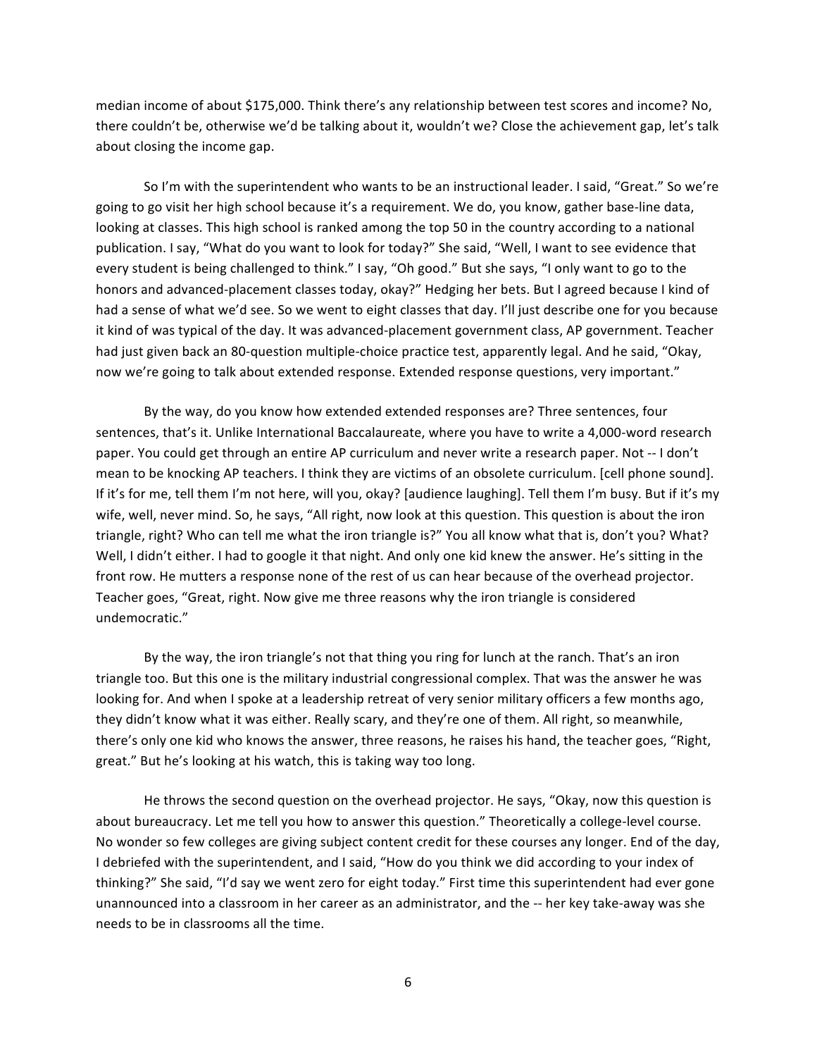median income of about $175,000. Think there's any relationship between test scores and income? No, there couldn't be, otherwise we'd be talking about it, wouldn't we? Close the achievement gap, let's talk about closing the income gap.

So I'm with the superintendent who wants to be an instructional leader. I said, "Great." So we're going to go visit her high school because it's a requirement. We do, you know, gather base-line data, looking at classes. This high school is ranked among the top 50 in the country according to a national publication. I say, "What do you want to look for today?" She said, "Well, I want to see evidence that every student is being challenged to think." I say, "Oh good." But she says, "I only want to go to the honors and advanced-placement classes today, okay?" Hedging her bets. But I agreed because I kind of had a sense of what we'd see. So we went to eight classes that day. I'll just describe one for you because it kind of was typical of the day. It was advanced-placement government class, AP government. Teacher had just given back an 80-question multiple-choice practice test, apparently legal. And he said, "Okay, now we're going to talk about extended response. Extended response questions, very important."

By the way, do you know how extended extended responses are? Three sentences, four sentences, that's it. Unlike International Baccalaureate, where you have to write a 4,000-word research paper. You could get through an entire AP curriculum and never write a research paper. Not -- I don't mean to be knocking AP teachers. I think they are victims of an obsolete curriculum. [cell phone sound]. If it's for me, tell them I'm not here, will you, okay? [audience laughing]. Tell them I'm busy. But if it's my wife, well, never mind. So, he says, "All right, now look at this question. This question is about the iron triangle, right? Who can tell me what the iron triangle is?" You all know what that is, don't you? What? Well, I didn't either. I had to google it that night. And only one kid knew the answer. He's sitting in the front row. He mutters a response none of the rest of us can hear because of the overhead projector. Teacher goes, "Great, right. Now give me three reasons why the iron triangle is considered undemocratic."

By the way, the iron triangle's not that thing you ring for lunch at the ranch. That's an iron triangle too. But this one is the military industrial congressional complex. That was the answer he was looking for. And when I spoke at a leadership retreat of very senior military officers a few months ago, they didn't know what it was either. Really scary, and they're one of them. All right, so meanwhile, there's only one kid who knows the answer, three reasons, he raises his hand, the teacher goes, "Right, great." But he's looking at his watch, this is taking way too long.

He throws the second question on the overhead projector. He says, "Okay, now this question is about bureaucracy. Let me tell you how to answer this question." Theoretically a college-level course. No wonder so few colleges are giving subject content credit for these courses any longer. End of the day, I debriefed with the superintendent, and I said, "How do you think we did according to your index of thinking?" She said, "I'd say we went zero for eight today." First time this superintendent had ever gone unannounced into a classroom in her career as an administrator, and the -- her key take-away was she needs to be in classrooms all the time.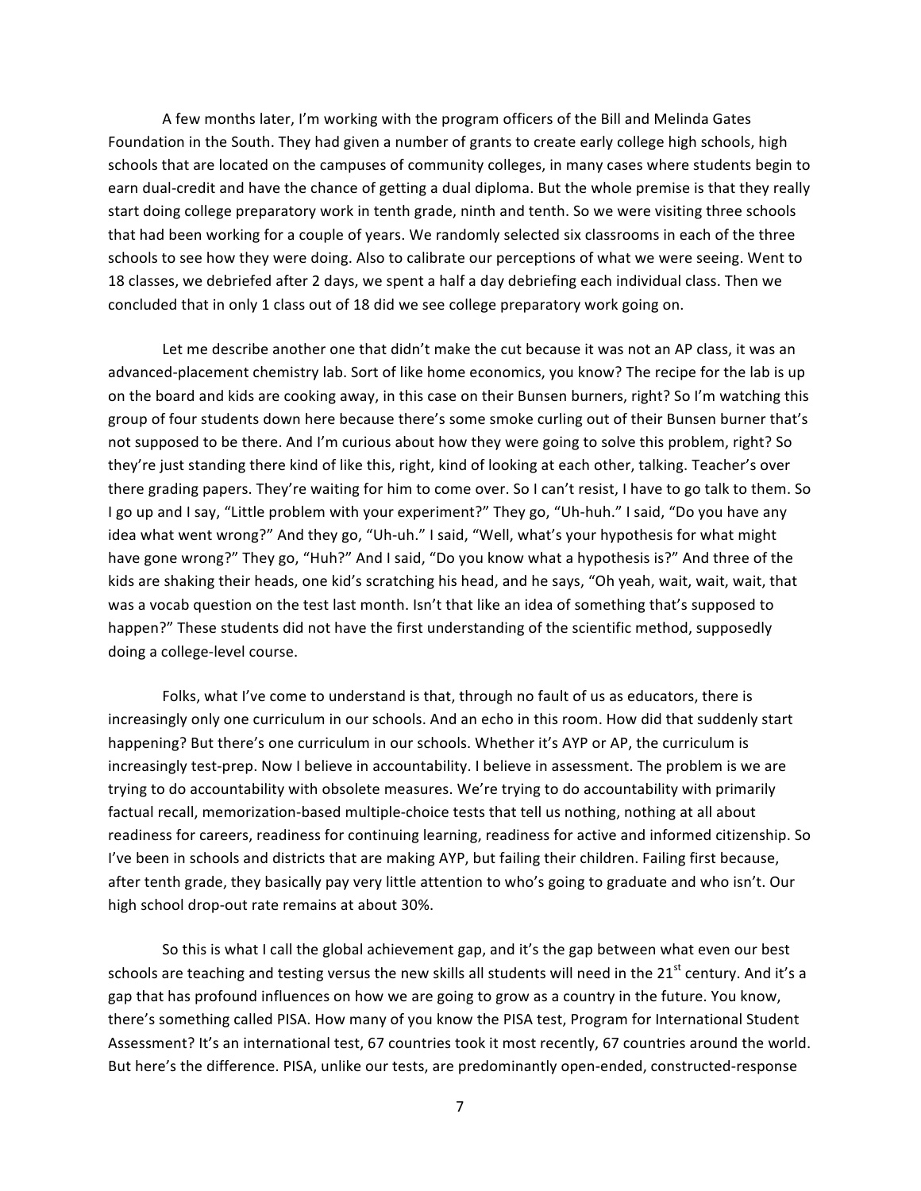A few months later, I'm working with the program officers of the Bill and Melinda Gates Foundation in the South. They had given a number of grants to create early college high schools, high schools that are located on the campuses of community colleges, in many cases where students begin to earn dual-credit and have the chance of getting a dual diploma. But the whole premise is that they really start doing college preparatory work in tenth grade, ninth and tenth. So we were visiting three schools that had been working for a couple of years. We randomly selected six classrooms in each of the three schools to see how they were doing. Also to calibrate our perceptions of what we were seeing. Went to 18 classes, we debriefed after 2 days, we spent a half a day debriefing each individual class. Then we concluded that in only 1 class out of 18 did we see college preparatory work going on.

Let me describe another one that didn't make the cut because it was not an AP class, it was an advanced-placement chemistry lab. Sort of like home economics, you know? The recipe for the lab is up on the board and kids are cooking away, in this case on their Bunsen burners, right? So I'm watching this group of four students down here because there's some smoke curling out of their Bunsen burner that's not supposed to be there. And I'm curious about how they were going to solve this problem, right? So they're just standing there kind of like this, right, kind of looking at each other, talking. Teacher's over there grading papers. They're waiting for him to come over. So I can't resist, I have to go talk to them. So I go up and I say, "Little problem with your experiment?" They go, "Uh-huh." I said, "Do you have any idea what went wrong?" And they go, "Uh-uh." I said, "Well, what's your hypothesis for what might have gone wrong?" They go, "Huh?" And I said, "Do you know what a hypothesis is?" And three of the kids are shaking their heads, one kid's scratching his head, and he says, "Oh yeah, wait, wait, wait, that was a vocab question on the test last month. Isn't that like an idea of something that's supposed to happen?" These students did not have the first understanding of the scientific method, supposedly doing a college-level course.

Folks, what I've come to understand is that, through no fault of us as educators, there is increasingly only one curriculum in our schools. And an echo in this room. How did that suddenly start happening? But there's one curriculum in our schools. Whether it's AYP or AP, the curriculum is increasingly test-prep. Now I believe in accountability. I believe in assessment. The problem is we are trying to do accountability with obsolete measures. We're trying to do accountability with primarily factual recall, memorization-based multiple-choice tests that tell us nothing, nothing at all about readiness for careers, readiness for continuing learning, readiness for active and informed citizenship. So I've been in schools and districts that are making AYP, but failing their children. Failing first because, after tenth grade, they basically pay very little attention to who's going to graduate and who isn't. Our high school drop-out rate remains at about 30%.

So this is what I call the global achievement gap, and it's the gap between what even our best schools are teaching and testing versus the new skills all students will need in the 21st century. And it's a gap that has profound influences on how we are going to grow as a country in the future. You know, there's something called PISA. How many of you know the PISA test, Program for International Student Assessment? It's an international test, 67 countries took it most recently, 67 countries around the world. But here's the difference. PISA, unlike our tests, are predominantly open-ended, constructed-response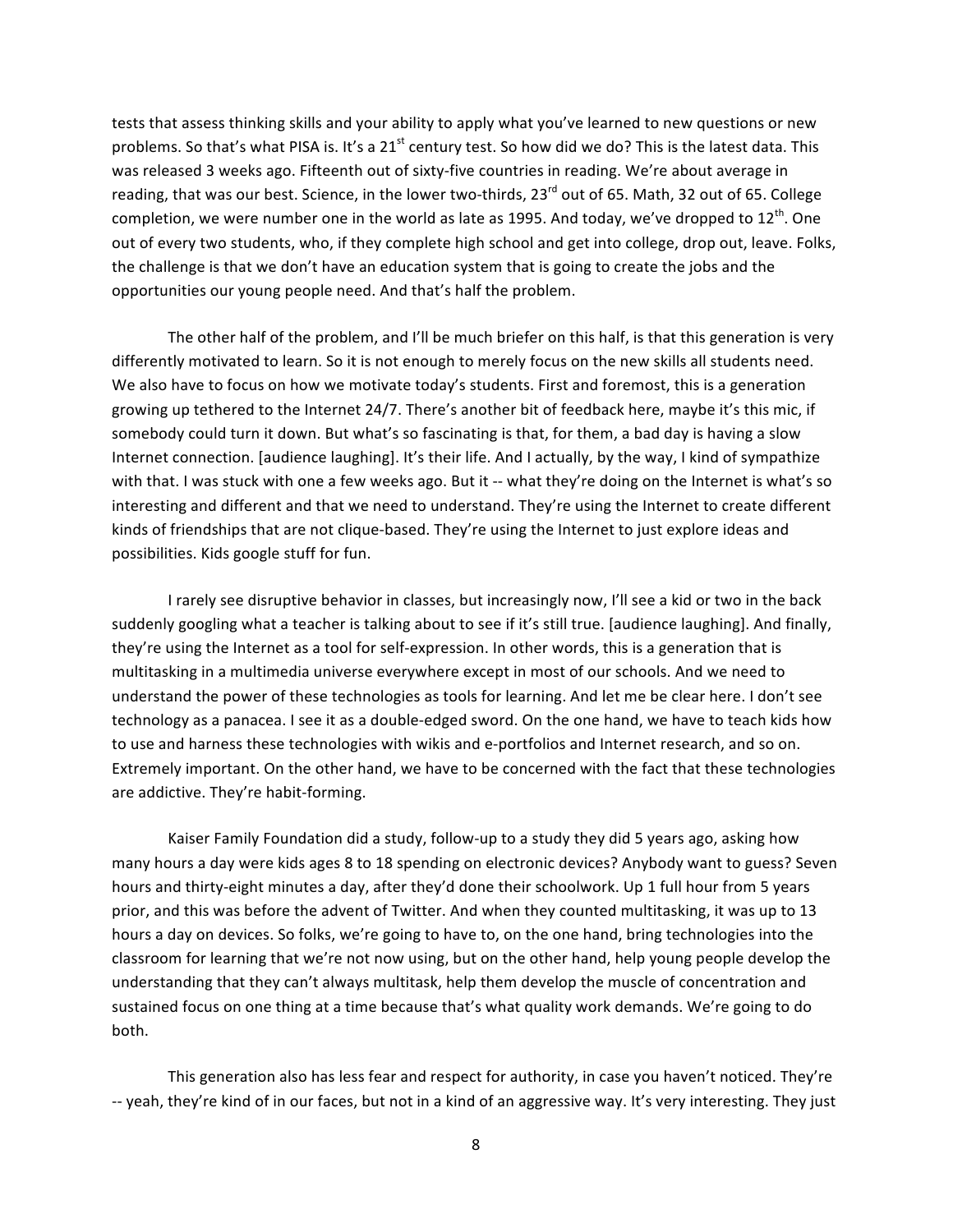tests that assess thinking skills and your ability to apply what you've learned to new questions or new problems. So that's what PISA is. It's a 21st century test. So how did we do? This is the latest data. This was released 3 weeks ago. Fifteenth out of sixty-five countries in reading. We're about average in reading, that was our best. Science, in the lower two-thirds, 23rd out of 65. Math, 32 out of 65. College completion, we were number one in the world as late as 1995. And today, we've dropped to 12th. One out of every two students, who, if they complete high school and get into college, drop out, leave. Folks, the challenge is that we don't have an education system that is going to create the jobs and the opportunities our young people need. And that's half the problem.

The other half of the problem, and I'll be much briefer on this half, is that this generation is very differently motivated to learn. So it is not enough to merely focus on the new skills all students need. We also have to focus on how we motivate today's students. First and foremost, this is a generation growing up tethered to the Internet 24/7. There's another bit of feedback here, maybe it's this mic, if somebody could turn it down. But what's so fascinating is that, for them, a bad day is having a slow Internet connection. [audience laughing]. It's their life. And I actually, by the way, I kind of sympathize with that. I was stuck with one a few weeks ago. But it -- what they're doing on the Internet is what's so interesting and different and that we need to understand. They're using the Internet to create different kinds of friendships that are not clique-based. They're using the Internet to just explore ideas and possibilities. Kids google stuff for fun.

I rarely see disruptive behavior in classes, but increasingly now, I'll see a kid or two in the back suddenly googling what a teacher is talking about to see if it's still true. [audience laughing]. And finally, they're using the Internet as a tool for self-expression. In other words, this is a generation that is multitasking in a multimedia universe everywhere except in most of our schools. And we need to understand the power of these technologies as tools for learning. And let me be clear here. I don't see technology as a panacea. I see it as a double-edged sword. On the one hand, we have to teach kids how to use and harness these technologies with wikis and e-portfolios and Internet research, and so on. Extremely important. On the other hand, we have to be concerned with the fact that these technologies are addictive. They're habit-forming.

Kaiser Family Foundation did a study, follow-up to a study they did 5 years ago, asking how many hours a day were kids ages 8 to 18 spending on electronic devices? Anybody want to guess? Seven hours and thirty-eight minutes a day, after they'd done their schoolwork. Up 1 full hour from 5 years prior, and this was before the advent of Twitter. And when they counted multitasking, it was up to 13 hours a day on devices. So folks, we're going to have to, on the one hand, bring technologies into the classroom for learning that we're not now using, but on the other hand, help young people develop the understanding that they can't always multitask, help them develop the muscle of concentration and sustained focus on one thing at a time because that's what quality work demands. We're going to do both.

This generation also has less fear and respect for authority, in case you haven't noticed. They're -- yeah, they're kind of in our faces, but not in a kind of an aggressive way. It's very interesting. They just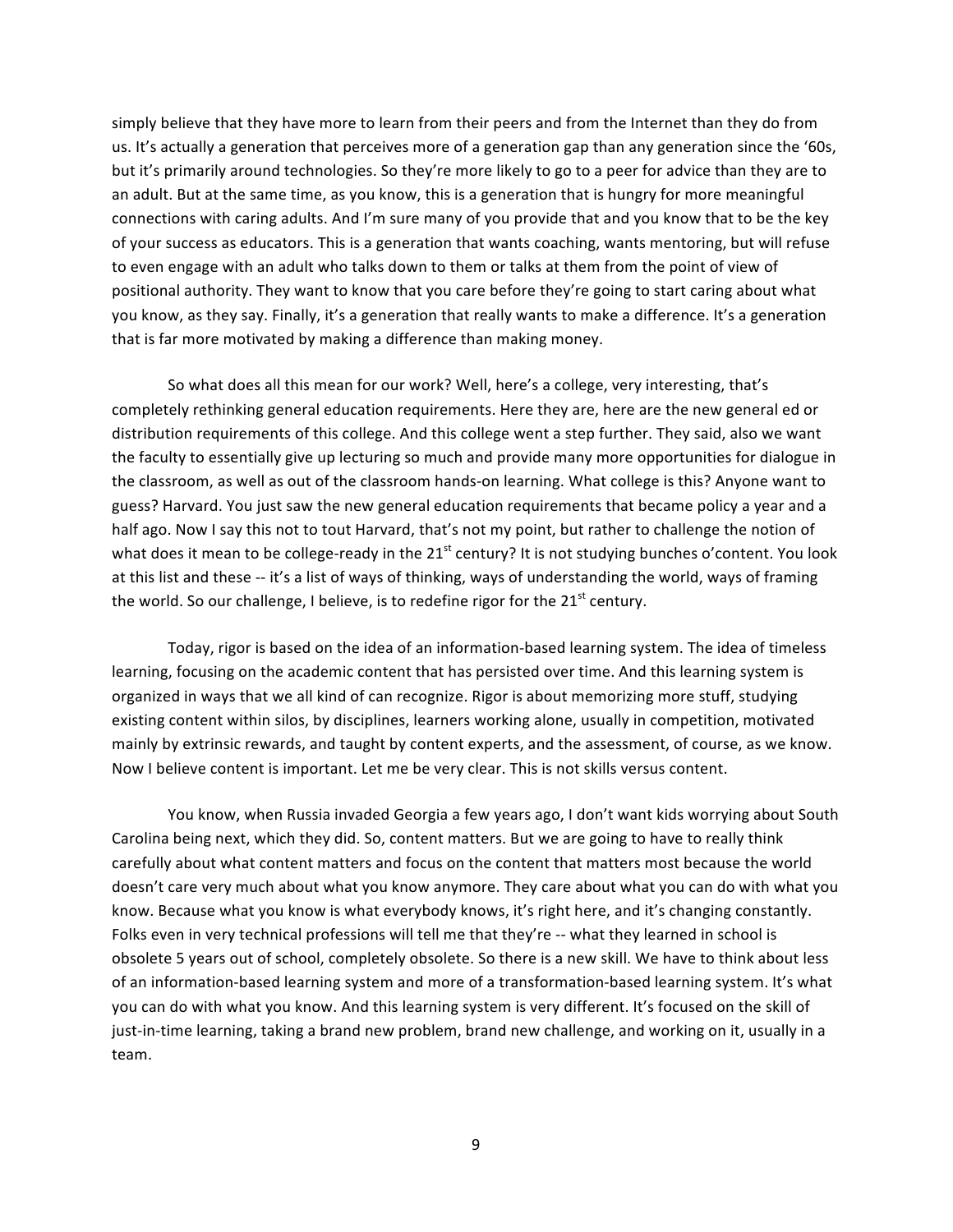simply believe that they have more to learn from their peers and from the Internet than they do from us. It's actually a generation that perceives more of a generation gap than any generation since the '60s, but it's primarily around technologies. So they're more likely to go to a peer for advice than they are to an adult. But at the same time, as you know, this is a generation that is hungry for more meaningful connections with caring adults. And I'm sure many of you provide that and you know that to be the key of your success as educators. This is a generation that wants coaching, wants mentoring, but will refuse to even engage with an adult who talks down to them or talks at them from the point of view of positional authority. They want to know that you care before they're going to start caring about what you know, as they say. Finally, it's a generation that really wants to make a difference. It's a generation that is far more motivated by making a difference than making money.

So what does all this mean for our work? Well, here's a college, very interesting, that's completely rethinking general education requirements. Here they are, here are the new general ed or distribution requirements of this college. And this college went a step further. They said, also we want the faculty to essentially give up lecturing so much and provide many more opportunities for dialogue in the classroom, as well as out of the classroom hands-on learning. What college is this? Anyone want to guess? Harvard. You just saw the new general education requirements that became policy a year and a half ago. Now I say this not to tout Harvard, that's not my point, but rather to challenge the notion of what does it mean to be college-ready in the 21st century? It is not studying bunches o'content. You look at this list and these -- it's a list of ways of thinking, ways of understanding the world, ways of framing the world. So our challenge, I believe, is to redefine rigor for the 21st century.

Today, rigor is based on the idea of an information-based learning system. The idea of timeless learning, focusing on the academic content that has persisted over time. And this learning system is organized in ways that we all kind of can recognize. Rigor is about memorizing more stuff, studying existing content within silos, by disciplines, learners working alone, usually in competition, motivated mainly by extrinsic rewards, and taught by content experts, and the assessment, of course, as we know. Now I believe content is important. Let me be very clear. This is not skills versus content.

You know, when Russia invaded Georgia a few years ago, I don't want kids worrying about South Carolina being next, which they did. So, content matters. But we are going to have to really think carefully about what content matters and focus on the content that matters most because the world doesn't care very much about what you know anymore. They care about what you can do with what you know. Because what you know is what everybody knows, it's right here, and it's changing constantly. Folks even in very technical professions will tell me that they're -- what they learned in school is obsolete 5 years out of school, completely obsolete. So there is a new skill. We have to think about less of an information-based learning system and more of a transformation-based learning system. It's what you can do with what you know. And this learning system is very different. It's focused on the skill of just-in-time learning, taking a brand new problem, brand new challenge, and working on it, usually in a team.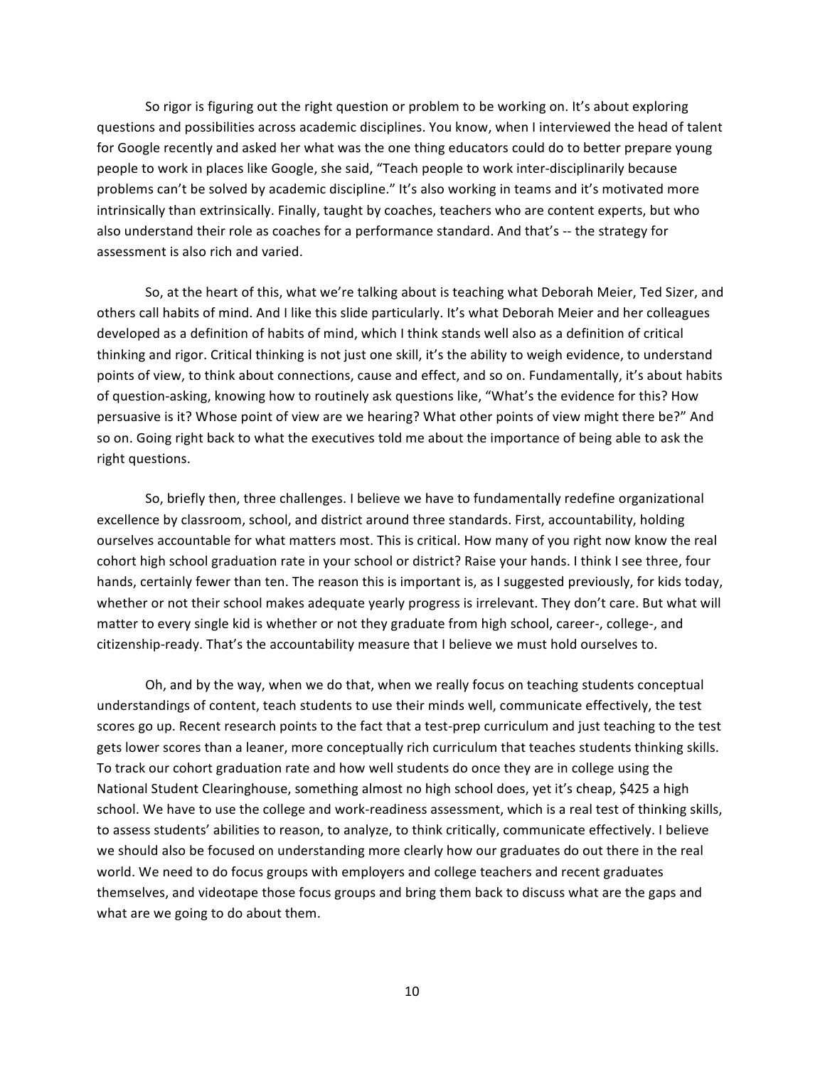So rigor is figuring out the right question or problem to be working on. It's about exploring questions and possibilities across academic disciplines. You know, when I interviewed the head of talent for Google recently and asked her what was the one thing educators could do to better prepare young people to work in places like Google, she said, "Teach people to work inter-disciplinarily because problems can't be solved by academic discipline." It's also working in teams and it's motivated more intrinsically than extrinsically. Finally, taught by coaches, teachers who are content experts, but who also understand their role as coaches for a performance standard. And that's -- the strategy for assessment is also rich and varied.

So, at the heart of this, what we're talking about is teaching what Deborah Meier, Ted Sizer, and others call habits of mind. And I like this slide particularly. It's what Deborah Meier and her colleagues developed as a definition of habits of mind, which I think stands well also as a definition of critical thinking and rigor. Critical thinking is not just one skill, it's the ability to weigh evidence, to understand points of view, to think about connections, cause and effect, and so on. Fundamentally, it's about habits of question-asking, knowing how to routinely ask questions like, "What's the evidence for this? How persuasive is it? Whose point of view are we hearing? What other points of view might there be?" And so on. Going right back to what the executives told me about the importance of being able to ask the right questions.

So, briefly then, three challenges. I believe we have to fundamentally redefine organizational excellence by classroom, school, and district around three standards. First, accountability, holding ourselves accountable for what matters most. This is critical. How many of you right now know the real cohort high school graduation rate in your school or district? Raise your hands. I think I see three, four hands, certainly fewer than ten. The reason this is important is, as I suggested previously, for kids today, whether or not their school makes adequate yearly progress is irrelevant. They don't care. But what will matter to every single kid is whether or not they graduate from high school, career-, college-, and citizenship-ready. That's the accountability measure that I believe we must hold ourselves to.

Oh, and by the way, when we do that, when we really focus on teaching students conceptual understandings of content, teach students to use their minds well, communicate effectively, the test scores go up. Recent research points to the fact that a test-prep curriculum and just teaching to the test gets lower scores than a leaner, more conceptually rich curriculum that teaches students thinking skills. To track our cohort graduation rate and how well students do once they are in college using the National Student Clearinghouse, something almost no high school does, yet it's cheap, $425 a high school. We have to use the college and work-readiness assessment, which is a real test of thinking skills, to assess students' abilities to reason, to analyze, to think critically, communicate effectively. I believe we should also be focused on understanding more clearly how our graduates do out there in the real world. We need to do focus groups with employers and college teachers and recent graduates themselves, and videotape those focus groups and bring them back to discuss what are the gaps and what are we going to do about them.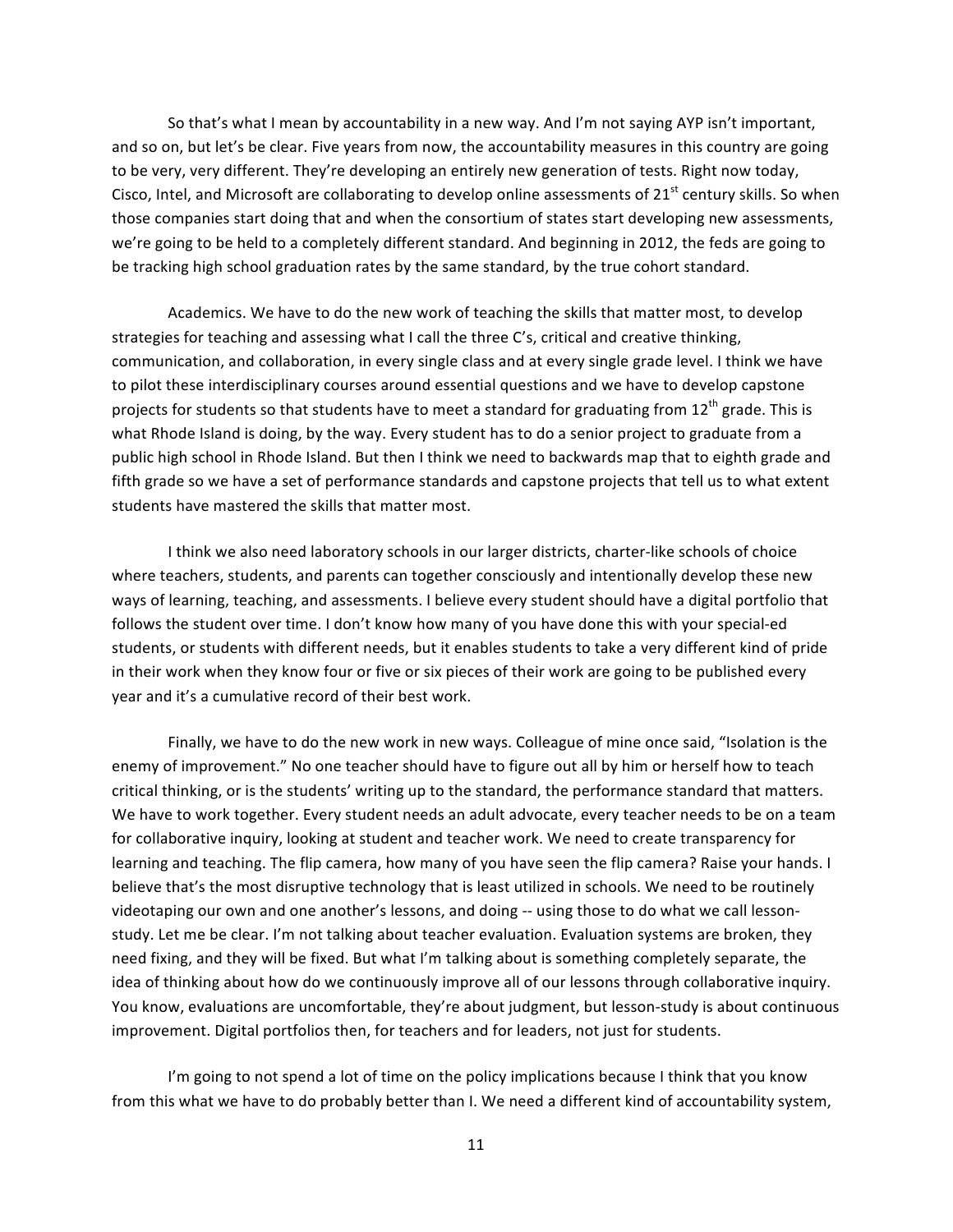So that's what I mean by accountability in a new way. And I'm not saying AYP isn't important, and so on, but let's be clear. Five years from now, the accountability measures in this country are going to be very, very different. They're developing an entirely new generation of tests. Right now today, Cisco, Intel, and Microsoft are collaborating to develop online assessments of 21st century skills. So when those companies start doing that and when the consortium of states start developing new assessments, we're going to be held to a completely different standard. And beginning in 2012, the feds are going to be tracking high school graduation rates by the same standard, by the true cohort standard.

Academics. We have to do the new work of teaching the skills that matter most, to develop strategies for teaching and assessing what I call the three C's, critical and creative thinking, communication, and collaboration, in every single class and at every single grade level. I think we have to pilot these interdisciplinary courses around essential questions and we have to develop capstone projects for students so that students have to meet a standard for graduating from 12th grade. This is what Rhode Island is doing, by the way. Every student has to do a senior project to graduate from a public high school in Rhode Island. But then I think we need to backwards map that to eighth grade and fifth grade so we have a set of performance standards and capstone projects that tell us to what extent students have mastered the skills that matter most.

I think we also need laboratory schools in our larger districts, charter-like schools of choice where teachers, students, and parents can together consciously and intentionally develop these new ways of learning, teaching, and assessments. I believe every student should have a digital portfolio that follows the student over time. I don't know how many of you have done this with your special-ed students, or students with different needs, but it enables students to take a very different kind of pride in their work when they know four or five or six pieces of their work are going to be published every year and it's a cumulative record of their best work.

Finally, we have to do the new work in new ways. Colleague of mine once said, "Isolation is the enemy of improvement." No one teacher should have to figure out all by him or herself how to teach critical thinking, or is the students' writing up to the standard, the performance standard that matters. We have to work together. Every student needs an adult advocate, every teacher needs to be on a team for collaborative inquiry, looking at student and teacher work. We need to create transparency for learning and teaching. The flip camera, how many of you have seen the flip camera? Raise your hands. I believe that's the most disruptive technology that is least utilized in schools. We need to be routinely videotaping our own and one another's lessons, and doing -- using those to do what we call lesson-study. Let me be clear. I'm not talking about teacher evaluation. Evaluation systems are broken, they need fixing, and they will be fixed. But what I'm talking about is something completely separate, the idea of thinking about how do we continuously improve all of our lessons through collaborative inquiry. You know, evaluations are uncomfortable, they're about judgment, but lesson-study is about continuous improvement. Digital portfolios then, for teachers and for leaders, not just for students.

I'm going to not spend a lot of time on the policy implications because I think that you know from this what we have to do probably better than I. We need a different kind of accountability system,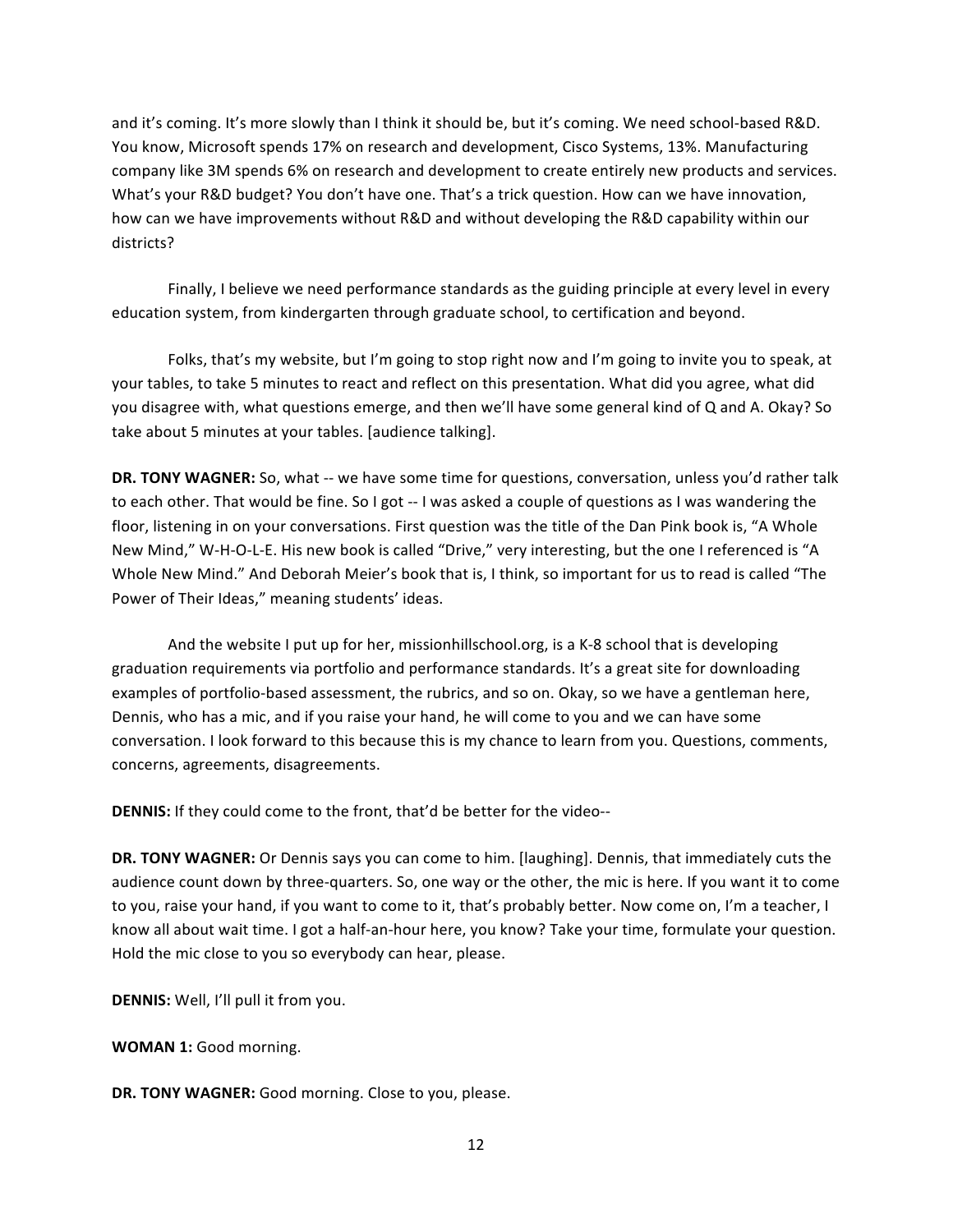and it's coming. It's more slowly than I think it should be, but it's coming. We need school-based R&D. You know, Microsoft spends 17% on research and development, Cisco Systems, 13%. Manufacturing company like 3M spends 6% on research and development to create entirely new products and services. What's your R&D budget? You don't have one. That's a trick question. How can we have innovation, how can we have improvements without R&D and without developing the R&D capability within our districts?

Finally, I believe we need performance standards as the guiding principle at every level in every education system, from kindergarten through graduate school, to certification and beyond.

Folks, that's my website, but I'm going to stop right now and I'm going to invite you to speak, at your tables, to take 5 minutes to react and reflect on this presentation. What did you agree, what did you disagree with, what questions emerge, and then we'll have some general kind of Q and A. Okay? So take about 5 minutes at your tables. [audience talking].

**DR. TONY WAGNER:** So, what -- we have some time for questions, conversation, unless you'd rather talk to each other. That would be fine. So I got -- I was asked a couple of questions as I was wandering the floor, listening in on your conversations. First question was the title of the Dan Pink book is, "A Whole New Mind," W-H-O-L-E. His new book is called "Drive," very interesting, but the one I referenced is "A Whole New Mind." And Deborah Meier's book that is, I think, so important for us to read is called "The Power of Their Ideas," meaning students' ideas.

And the website I put up for her, missionhillschool.org, is a K-8 school that is developing graduation requirements via portfolio and performance standards. It's a great site for downloading examples of portfolio-based assessment, the rubrics, and so on. Okay, so we have a gentleman here, Dennis, who has a mic, and if you raise your hand, he will come to you and we can have some conversation. I look forward to this because this is my chance to learn from you. Questions, comments, concerns, agreements, disagreements.

**DENNIS:** If they could come to the front, that'd be better for the video--

**DR. TONY WAGNER:** Or Dennis says you can come to him. [laughing]. Dennis, that immediately cuts the audience count down by three-quarters. So, one way or the other, the mic is here. If you want it to come to you, raise your hand, if you want to come to it, that's probably better. Now come on, I'm a teacher, I know all about wait time. I got a half-an-hour here, you know? Take your time, formulate your question. Hold the mic close to you so everybody can hear, please.

**DENNIS:** Well, I'll pull it from you.

**WOMAN 1:** Good morning.

**DR. TONY WAGNER:** Good morning. Close to you, please.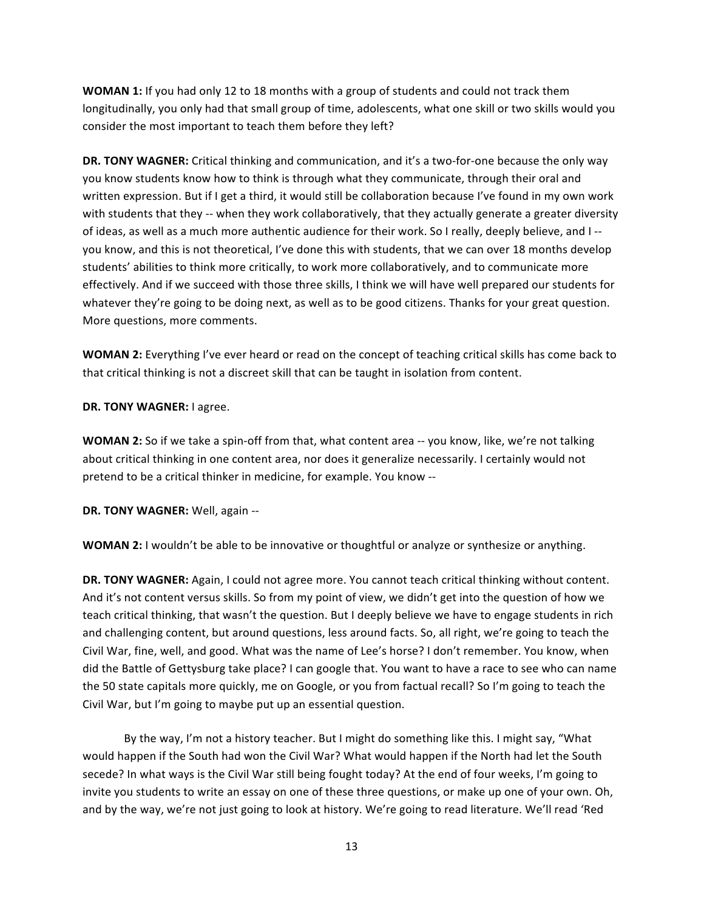**WOMAN 1:** If you had only 12 to 18 months with a group of students and could not track them longitudinally, you only had that small group of time, adolescents, what one skill or two skills would you consider the most important to teach them before they left?

**DR. TONY WAGNER:** Critical thinking and communication, and it's a two-for-one because the only way you know students know how to think is through what they communicate, through their oral and written expression. But if I get a third, it would still be collaboration because I've found in my own work with students that they -- when they work collaboratively, that they actually generate a greater diversity of ideas, as well as a much more authentic audience for their work. So I really, deeply believe, and I -- you know, and this is not theoretical, I've done this with students, that we can over 18 months develop students' abilities to think more critically, to work more collaboratively, and to communicate more effectively. And if we succeed with those three skills, I think we will have well prepared our students for whatever they're going to be doing next, as well as to be good citizens. Thanks for your great question. More questions, more comments.

**WOMAN 2:** Everything I've ever heard or read on the concept of teaching critical skills has come back to that critical thinking is not a discreet skill that can be taught in isolation from content.

**DR. TONY WAGNER:** I agree.

**WOMAN 2:** So if we take a spin-off from that, what content area -- you know, like, we're not talking about critical thinking in one content area, nor does it generalize necessarily. I certainly would not pretend to be a critical thinker in medicine, for example. You know --

**DR. TONY WAGNER:** Well, again --

**WOMAN 2:** I wouldn't be able to be innovative or thoughtful or analyze or synthesize or anything.

**DR. TONY WAGNER:** Again, I could not agree more. You cannot teach critical thinking without content. And it's not content versus skills. So from my point of view, we didn't get into the question of how we teach critical thinking, that wasn't the question. But I deeply believe we have to engage students in rich and challenging content, but around questions, less around facts. So, all right, we're going to teach the Civil War, fine, well, and good. What was the name of Lee's horse? I don't remember. You know, when did the Battle of Gettysburg take place? I can google that. You want to have a race to see who can name the 50 state capitals more quickly, me on Google, or you from factual recall? So I'm going to teach the Civil War, but I'm going to maybe put up an essential question.

By the way, I'm not a history teacher. But I might do something like this. I might say, "What would happen if the South had won the Civil War? What would happen if the North had let the South secede? In what ways is the Civil War still being fought today? At the end of four weeks, I'm going to invite you students to write an essay on one of these three questions, or make up one of your own. Oh, and by the way, we're not just going to look at history. We're going to read literature. We'll read 'Red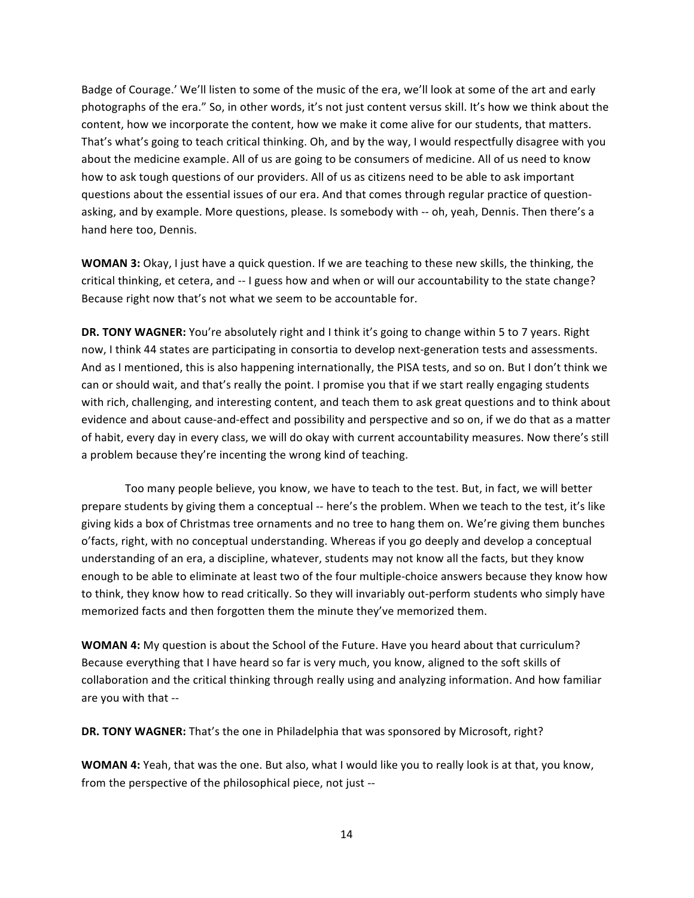Badge of Courage.' We'll listen to some of the music of the era, we'll look at some of the art and early photographs of the era." So, in other words, it's not just content versus skill. It's how we think about the content, how we incorporate the content, how we make it come alive for our students, that matters. That's what's going to teach critical thinking. Oh, and by the way, I would respectfully disagree with you about the medicine example. All of us are going to be consumers of medicine. All of us need to know how to ask tough questions of our providers. All of us as citizens need to be able to ask important questions about the essential issues of our era. And that comes through regular practice of question-asking, and by example. More questions, please. Is somebody with -- oh, yeah, Dennis. Then there's a hand here too, Dennis.

**WOMAN 3:** Okay, I just have a quick question. If we are teaching to these new skills, the thinking, the critical thinking, et cetera, and -- I guess how and when or will our accountability to the state change? Because right now that's not what we seem to be accountable for.

**DR. TONY WAGNER:** You're absolutely right and I think it's going to change within 5 to 7 years. Right now, I think 44 states are participating in consortia to develop next-generation tests and assessments. And as I mentioned, this is also happening internationally, the PISA tests, and so on. But I don't think we can or should wait, and that's really the point. I promise you that if we start really engaging students with rich, challenging, and interesting content, and teach them to ask great questions and to think about evidence and about cause-and-effect and possibility and perspective and so on, if we do that as a matter of habit, every day in every class, we will do okay with current accountability measures. Now there's still a problem because they're incenting the wrong kind of teaching.

Too many people believe, you know, we have to teach to the test. But, in fact, we will better prepare students by giving them a conceptual -- here's the problem. When we teach to the test, it's like giving kids a box of Christmas tree ornaments and no tree to hang them on. We're giving them bunches o'facts, right, with no conceptual understanding. Whereas if you go deeply and develop a conceptual understanding of an era, a discipline, whatever, students may not know all the facts, but they know enough to be able to eliminate at least two of the four multiple-choice answers because they know how to think, they know how to read critically. So they will invariably out-perform students who simply have memorized facts and then forgotten them the minute they've memorized them.

**WOMAN 4:** My question is about the School of the Future. Have you heard about that curriculum? Because everything that I have heard so far is very much, you know, aligned to the soft skills of collaboration and the critical thinking through really using and analyzing information. And how familiar are you with that --

**DR. TONY WAGNER:** That's the one in Philadelphia that was sponsored by Microsoft, right?

**WOMAN 4:** Yeah, that was the one. But also, what I would like you to really look is at that, you know, from the perspective of the philosophical piece, not just --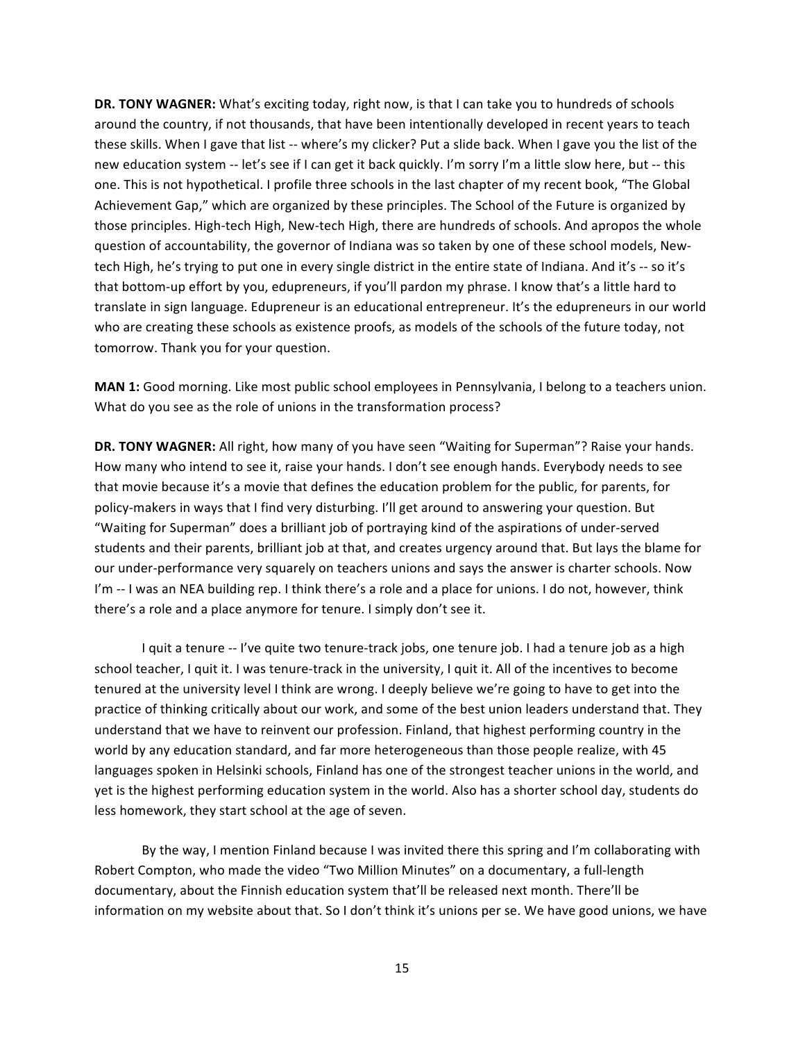**DR. TONY WAGNER:** What's exciting today, right now, is that I can take you to hundreds of schools around the country, if not thousands, that have been intentionally developed in recent years to teach these skills. When I gave that list -- where's my clicker? Put a slide back. When I gave you the list of the new education system -- let's see if I can get it back quickly. I'm sorry I'm a little slow here, but -- this one. This is not hypothetical. I profile three schools in the last chapter of my recent book, "The Global Achievement Gap," which are organized by these principles. The School of the Future is organized by those principles. High-tech High, New-tech High, there are hundreds of schools. And apropos the whole question of accountability, the governor of Indiana was so taken by one of these school models, New-tech High, he's trying to put one in every single district in the entire state of Indiana. And it's -- so it's that bottom-up effort by you, edupreneurs, if you'll pardon my phrase. I know that's a little hard to translate in sign language. Edupreneur is an educational entrepreneur. It's the edupreneurs in our world who are creating these schools as existence proofs, as models of the schools of the future today, not tomorrow. Thank you for your question.

**MAN 1:** Good morning. Like most public school employees in Pennsylvania, I belong to a teachers union. What do you see as the role of unions in the transformation process?

**DR. TONY WAGNER:** All right, how many of you have seen "Waiting for Superman"? Raise your hands. How many who intend to see it, raise your hands. I don't see enough hands. Everybody needs to see that movie because it's a movie that defines the education problem for the public, for parents, for policy-makers in ways that I find very disturbing. I'll get around to answering your question. But "Waiting for Superman" does a brilliant job of portraying kind of the aspirations of under-served students and their parents, brilliant job at that, and creates urgency around that. But lays the blame for our under-performance very squarely on teachers unions and says the answer is charter schools. Now I'm -- I was an NEA building rep. I think there's a role and a place for unions. I do not, however, think there's a role and a place anymore for tenure. I simply don't see it.

I quit a tenure -- I've quite two tenure-track jobs, one tenure job. I had a tenure job as a high school teacher, I quit it. I was tenure-track in the university, I quit it. All of the incentives to become tenured at the university level I think are wrong. I deeply believe we're going to have to get into the practice of thinking critically about our work, and some of the best union leaders understand that. They understand that we have to reinvent our profession. Finland, that highest performing country in the world by any education standard, and far more heterogeneous than those people realize, with 45 languages spoken in Helsinki schools, Finland has one of the strongest teacher unions in the world, and yet is the highest performing education system in the world. Also has a shorter school day, students do less homework, they start school at the age of seven.

By the way, I mention Finland because I was invited there this spring and I'm collaborating with Robert Compton, who made the video "Two Million Minutes" on a documentary, a full-length documentary, about the Finnish education system that'll be released next month. There'll be information on my website about that. So I don't think it's unions per se. We have good unions, we have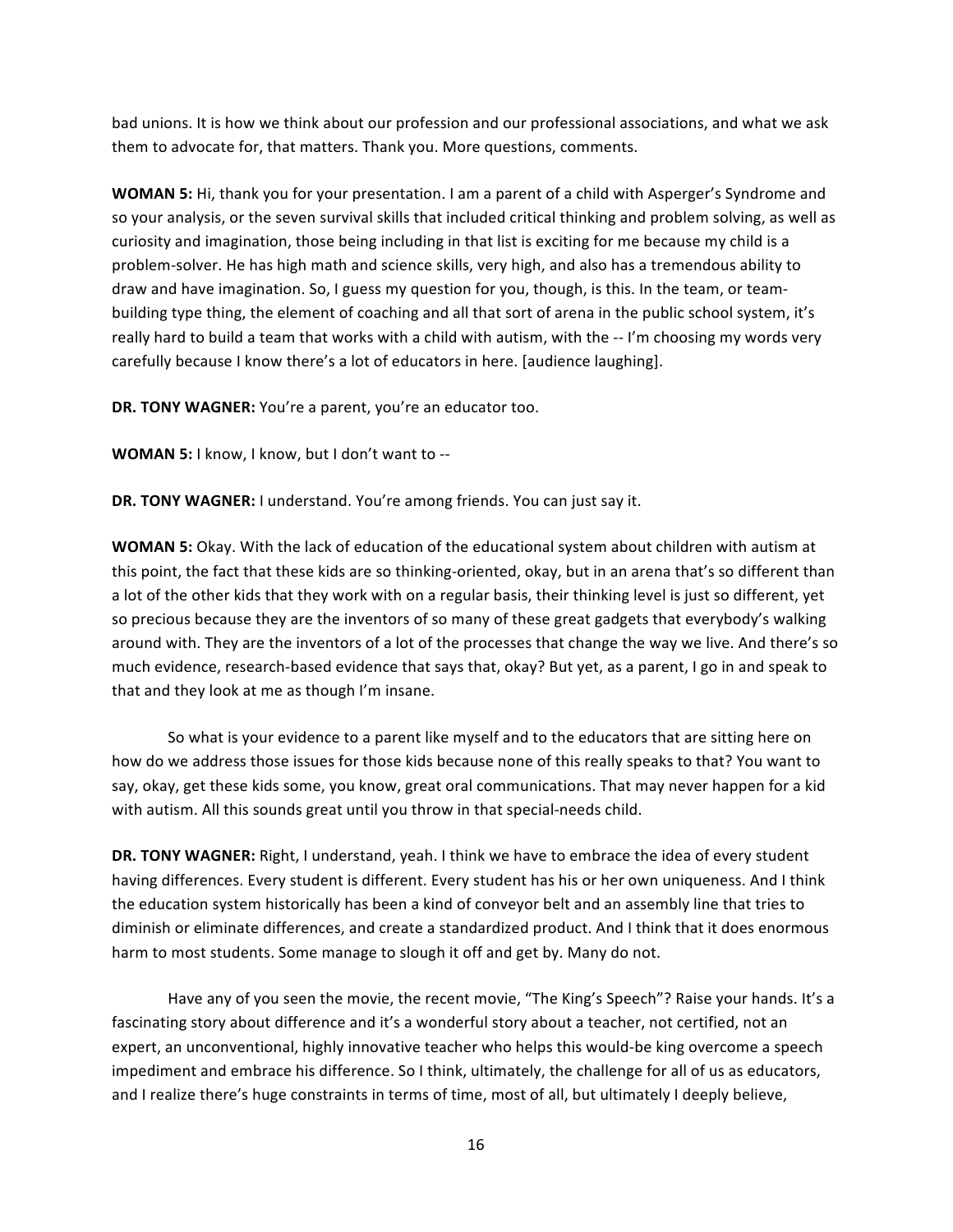bad unions. It is how we think about our profession and our professional associations, and what we ask them to advocate for, that matters. Thank you. More questions, comments.

**WOMAN 5:** Hi, thank you for your presentation. I am a parent of a child with Asperger's Syndrome and so your analysis, or the seven survival skills that included critical thinking and problem solving, as well as curiosity and imagination, those being including in that list is exciting for me because my child is a problem-solver. He has high math and science skills, very high, and also has a tremendous ability to draw and have imagination. So, I guess my question for you, though, is this. In the team, or team-building type thing, the element of coaching and all that sort of arena in the public school system, it's really hard to build a team that works with a child with autism, with the -- I'm choosing my words very carefully because I know there's a lot of educators in here. [audience laughing].

**DR. TONY WAGNER:** You're a parent, you're an educator too.

**WOMAN 5:** I know, I know, but I don't want to --

**DR. TONY WAGNER:** I understand. You're among friends. You can just say it.

**WOMAN 5:** Okay. With the lack of education of the educational system about children with autism at this point, the fact that these kids are so thinking-oriented, okay, but in an arena that's so different than a lot of the other kids that they work with on a regular basis, their thinking level is just so different, yet so precious because they are the inventors of so many of these great gadgets that everybody's walking around with. They are the inventors of a lot of the processes that change the way we live. And there's so much evidence, research-based evidence that says that, okay? But yet, as a parent, I go in and speak to that and they look at me as though I'm insane.

So what is your evidence to a parent like myself and to the educators that are sitting here on how do we address those issues for those kids because none of this really speaks to that? You want to say, okay, get these kids some, you know, great oral communications. That may never happen for a kid with autism. All this sounds great until you throw in that special-needs child.

**DR. TONY WAGNER:** Right, I understand, yeah. I think we have to embrace the idea of every student having differences. Every student is different. Every student has his or her own uniqueness. And I think the education system historically has been a kind of conveyor belt and an assembly line that tries to diminish or eliminate differences, and create a standardized product. And I think that it does enormous harm to most students. Some manage to slough it off and get by. Many do not.

Have any of you seen the movie, the recent movie, "The King's Speech"? Raise your hands. It's a fascinating story about difference and it's a wonderful story about a teacher, not certified, not an expert, an unconventional, highly innovative teacher who helps this would-be king overcome a speech impediment and embrace his difference. So I think, ultimately, the challenge for all of us as educators, and I realize there's huge constraints in terms of time, most of all, but ultimately I deeply believe,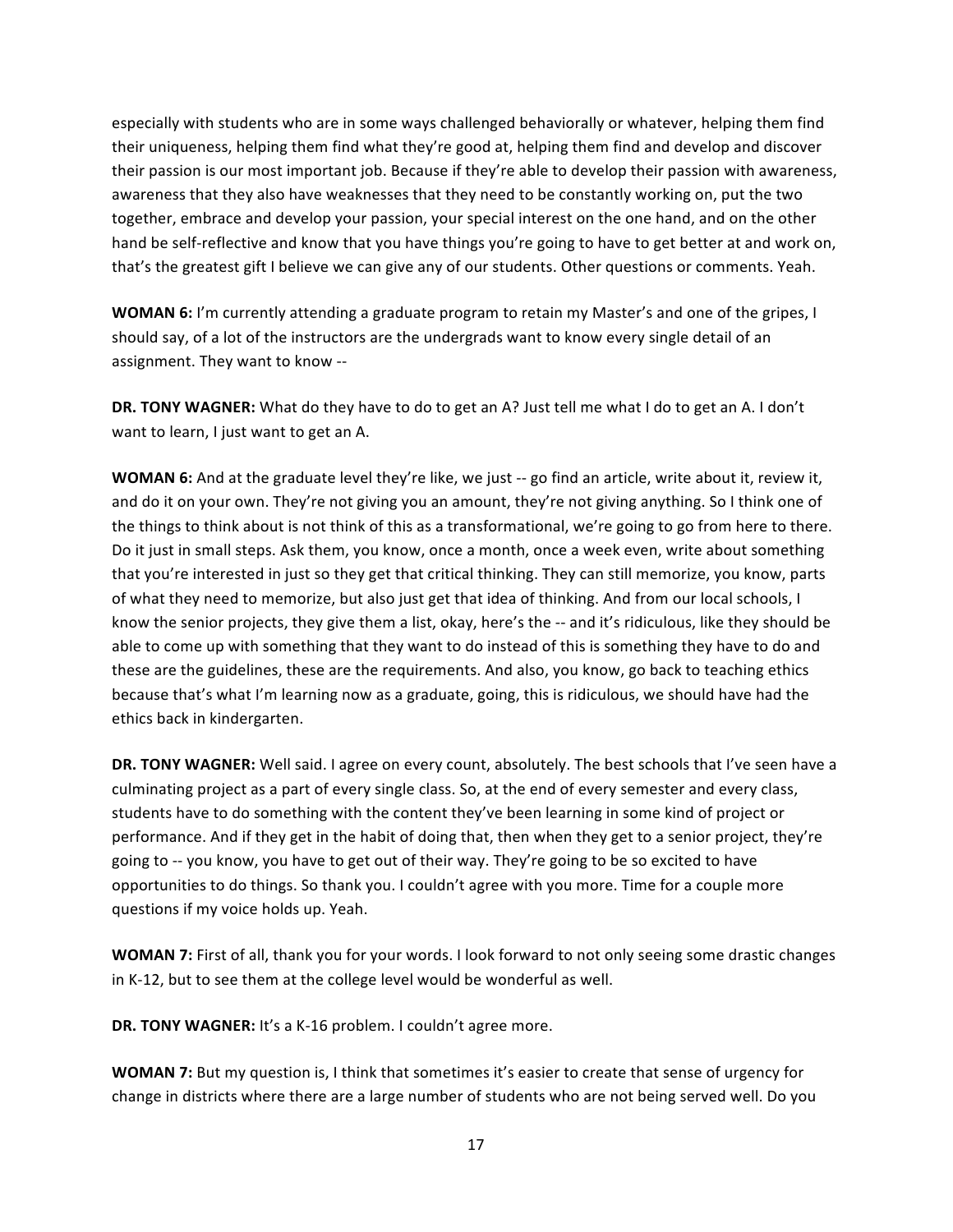especially with students who are in some ways challenged behaviorally or whatever, helping them find their uniqueness, helping them find what they're good at, helping them find and develop and discover their passion is our most important job. Because if they're able to develop their passion with awareness, awareness that they also have weaknesses that they need to be constantly working on, put the two together, embrace and develop your passion, your special interest on the one hand, and on the other hand be self-reflective and know that you have things you're going to have to get better at and work on, that's the greatest gift I believe we can give any of our students. Other questions or comments. Yeah.

**WOMAN 6:** I'm currently attending a graduate program to retain my Master's and one of the gripes, I should say, of a lot of the instructors are the undergrads want to know every single detail of an assignment. They want to know --

**DR. TONY WAGNER:** What do they have to do to get an A? Just tell me what I do to get an A. I don't want to learn, I just want to get an A.

**WOMAN 6:** And at the graduate level they're like, we just -- go find an article, write about it, review it, and do it on your own. They're not giving you an amount, they're not giving anything. So I think one of the things to think about is not think of this as a transformational, we're going to go from here to there. Do it just in small steps. Ask them, you know, once a month, once a week even, write about something that you're interested in just so they get that critical thinking. They can still memorize, you know, parts of what they need to memorize, but also just get that idea of thinking. And from our local schools, I know the senior projects, they give them a list, okay, here's the -- and it's ridiculous, like they should be able to come up with something that they want to do instead of this is something they have to do and these are the guidelines, these are the requirements. And also, you know, go back to teaching ethics because that's what I'm learning now as a graduate, going, this is ridiculous, we should have had the ethics back in kindergarten.

**DR. TONY WAGNER:** Well said. I agree on every count, absolutely. The best schools that I've seen have a culminating project as a part of every single class. So, at the end of every semester and every class, students have to do something with the content they've been learning in some kind of project or performance. And if they get in the habit of doing that, then when they get to a senior project, they're going to -- you know, you have to get out of their way. They're going to be so excited to have opportunities to do things. So thank you. I couldn't agree with you more. Time for a couple more questions if my voice holds up. Yeah.

**WOMAN 7:** First of all, thank you for your words. I look forward to not only seeing some drastic changes in K-12, but to see them at the college level would be wonderful as well.

**DR. TONY WAGNER:** It's a K-16 problem. I couldn't agree more.

**WOMAN 7:** But my question is, I think that sometimes it's easier to create that sense of urgency for change in districts where there are a large number of students who are not being served well. Do you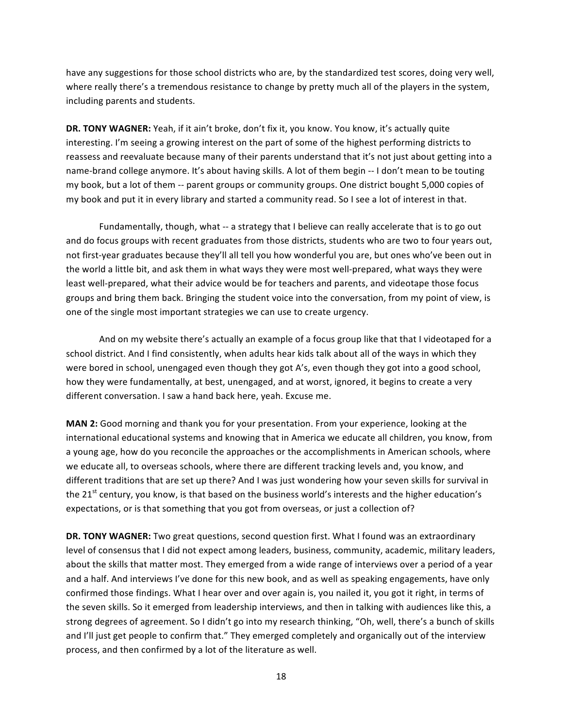have any suggestions for those school districts who are, by the standardized test scores, doing very well, where really there's a tremendous resistance to change by pretty much all of the players in the system, including parents and students.

**DR. TONY WAGNER:** Yeah, if it ain't broke, don't fix it, you know. You know, it's actually quite interesting. I'm seeing a growing interest on the part of some of the highest performing districts to reassess and reevaluate because many of their parents understand that it's not just about getting into a name-brand college anymore. It's about having skills. A lot of them begin -- I don't mean to be touting my book, but a lot of them -- parent groups or community groups. One district bought 5,000 copies of my book and put it in every library and started a community read. So I see a lot of interest in that.

Fundamentally, though, what -- a strategy that I believe can really accelerate that is to go out and do focus groups with recent graduates from those districts, students who are two to four years out, not first-year graduates because they'll all tell you how wonderful you are, but ones who've been out in the world a little bit, and ask them in what ways they were most well-prepared, what ways they were least well-prepared, what their advice would be for teachers and parents, and videotape those focus groups and bring them back. Bringing the student voice into the conversation, from my point of view, is one of the single most important strategies we can use to create urgency.

And on my website there's actually an example of a focus group like that that I videotaped for a school district. And I find consistently, when adults hear kids talk about all of the ways in which they were bored in school, unengaged even though they got A's, even though they got into a good school, how they were fundamentally, at best, unengaged, and at worst, ignored, it begins to create a very different conversation. I saw a hand back here, yeah. Excuse me.

**MAN 2:** Good morning and thank you for your presentation. From your experience, looking at the international educational systems and knowing that in America we educate all children, you know, from a young age, how do you reconcile the approaches or the accomplishments in American schools, where we educate all, to overseas schools, where there are different tracking levels and, you know, and different traditions that are set up there? And I was just wondering how your seven skills for survival in the 21st century, you know, is that based on the business world's interests and the higher education's expectations, or is that something that you got from overseas, or just a collection of?

**DR. TONY WAGNER:** Two great questions, second question first. What I found was an extraordinary level of consensus that I did not expect among leaders, business, community, academic, military leaders, about the skills that matter most. They emerged from a wide range of interviews over a period of a year and a half. And interviews I've done for this new book, and as well as speaking engagements, have only confirmed those findings. What I hear over and over again is, you nailed it, you got it right, in terms of the seven skills. So it emerged from leadership interviews, and then in talking with audiences like this, a strong degrees of agreement. So I didn't go into my research thinking, "Oh, well, there's a bunch of skills and I'll just get people to confirm that." They emerged completely and organically out of the interview process, and then confirmed by a lot of the literature as well.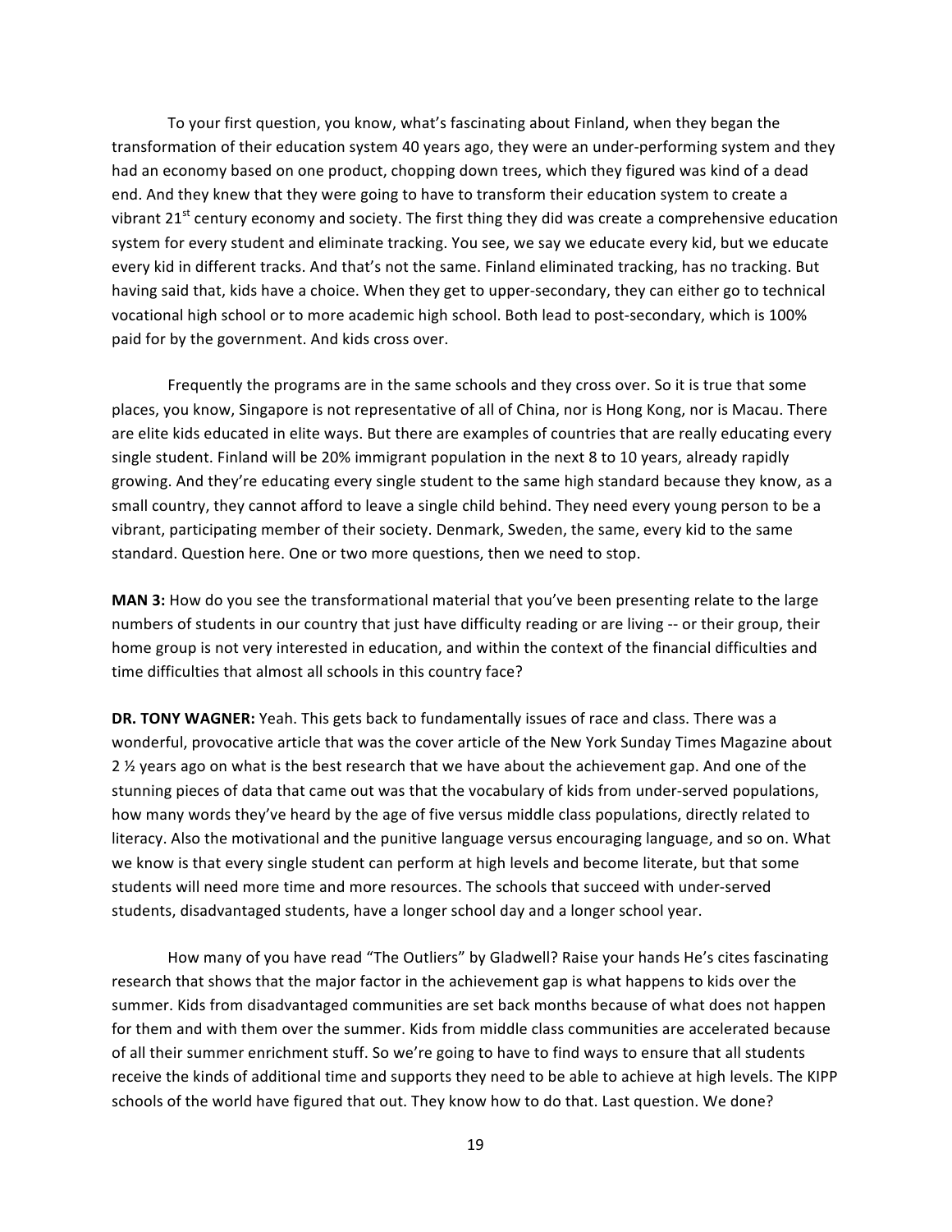To your first question, you know, what's fascinating about Finland, when they began the transformation of their education system 40 years ago, they were an under-performing system and they had an economy based on one product, chopping down trees, which they figured was kind of a dead end. And they knew that they were going to have to transform their education system to create a vibrant 21st century economy and society. The first thing they did was create a comprehensive education system for every student and eliminate tracking. You see, we say we educate every kid, but we educate every kid in different tracks. And that's not the same. Finland eliminated tracking, has no tracking. But having said that, kids have a choice. When they get to upper-secondary, they can either go to technical vocational high school or to more academic high school. Both lead to post-secondary, which is 100% paid for by the government. And kids cross over.

Frequently the programs are in the same schools and they cross over. So it is true that some places, you know, Singapore is not representative of all of China, nor is Hong Kong, nor is Macau. There are elite kids educated in elite ways. But there are examples of countries that are really educating every single student. Finland will be 20% immigrant population in the next 8 to 10 years, already rapidly growing. And they're educating every single student to the same high standard because they know, as a small country, they cannot afford to leave a single child behind. They need every young person to be a vibrant, participating member of their society. Denmark, Sweden, the same, every kid to the same standard. Question here. One or two more questions, then we need to stop.

**MAN 3:** How do you see the transformational material that you've been presenting relate to the large numbers of students in our country that just have difficulty reading or are living -- or their group, their home group is not very interested in education, and within the context of the financial difficulties and time difficulties that almost all schools in this country face?

**DR. TONY WAGNER:** Yeah. This gets back to fundamentally issues of race and class. There was a wonderful, provocative article that was the cover article of the New York Sunday Times Magazine about 2 ½ years ago on what is the best research that we have about the achievement gap. And one of the stunning pieces of data that came out was that the vocabulary of kids from under-served populations, how many words they've heard by the age of five versus middle class populations, directly related to literacy. Also the motivational and the punitive language versus encouraging language, and so on. What we know is that every single student can perform at high levels and become literate, but that some students will need more time and more resources. The schools that succeed with under-served students, disadvantaged students, have a longer school day and a longer school year.

How many of you have read "The Outliers" by Gladwell? Raise your hands He's cites fascinating research that shows that the major factor in the achievement gap is what happens to kids over the summer. Kids from disadvantaged communities are set back months because of what does not happen for them and with them over the summer. Kids from middle class communities are accelerated because of all their summer enrichment stuff. So we're going to have to find ways to ensure that all students receive the kinds of additional time and supports they need to be able to achieve at high levels. The KIPP schools of the world have figured that out. They know how to do that. Last question. We done?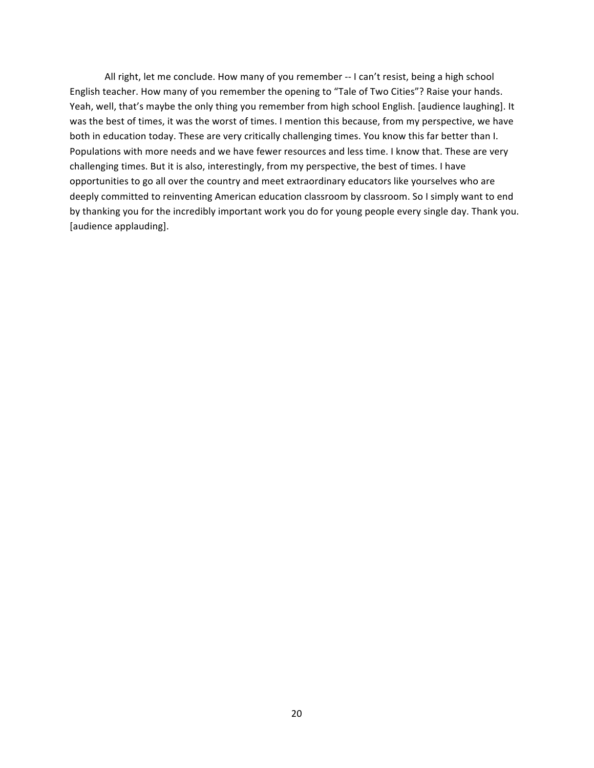All right, let me conclude. How many of you remember -- I can't resist, being a high school English teacher. How many of you remember the opening to "Tale of Two Cities"? Raise your hands. Yeah, well, that's maybe the only thing you remember from high school English. [audience laughing]. It was the best of times, it was the worst of times. I mention this because, from my perspective, we have both in education today. These are very critically challenging times. You know this far better than I. Populations with more needs and we have fewer resources and less time. I know that. These are very challenging times. But it is also, interestingly, from my perspective, the best of times. I have opportunities to go all over the country and meet extraordinary educators like yourselves who are deeply committed to reinventing American education classroom by classroom. So I simply want to end by thanking you for the incredibly important work you do for young people every single day. Thank you. [audience applauding].